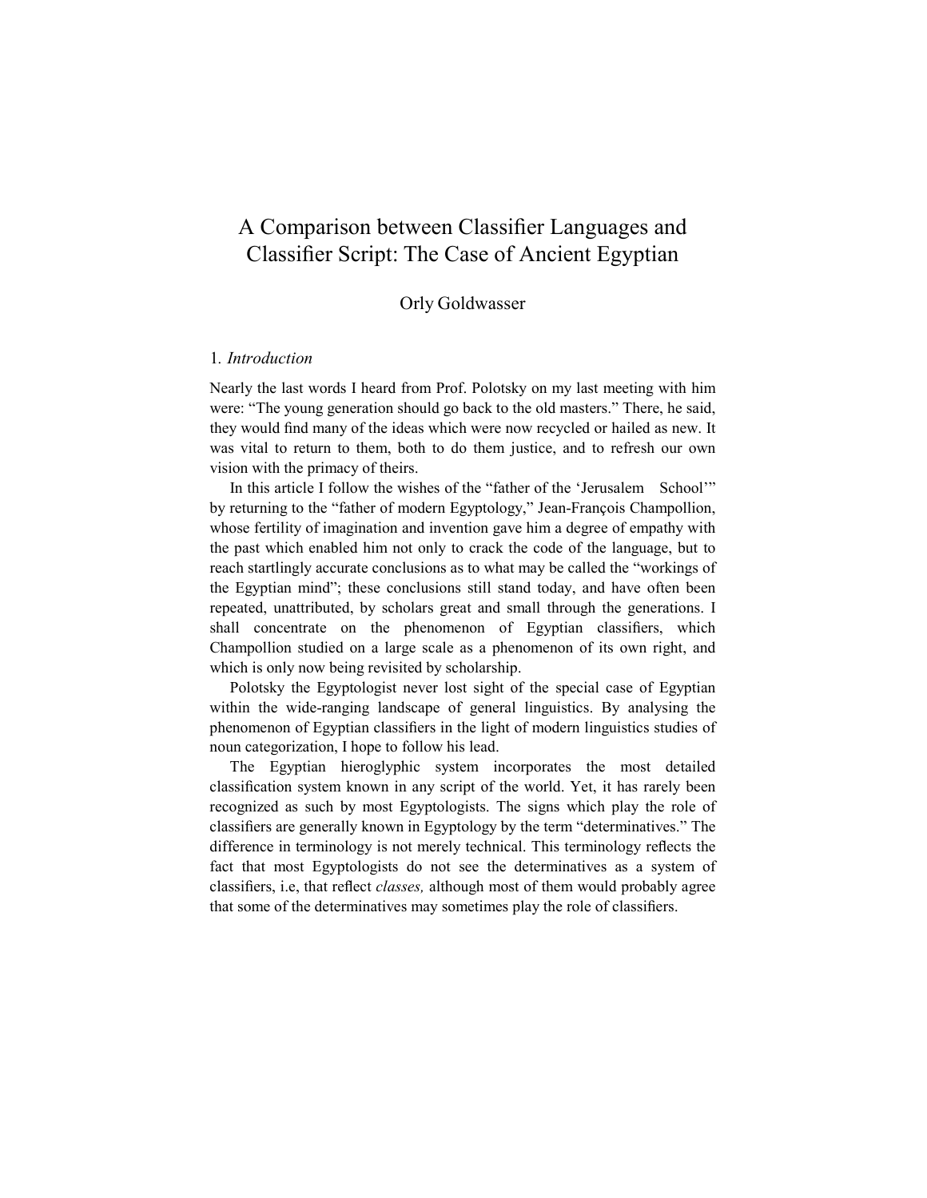# A Comparison between Classifier Languages and Classifier Script: The Case of Ancient Egyptian

Orly Goldwasser

## 1. *Introduction*

Nearly the last words I heard from Prof. Polotsky on my last meeting with him were: "The young generation should go back to the old masters." There, he said, they would find many of the ideas which were now recycled or hailed as new. It was vital to return to them, both to do them justice, and to refresh our own vision with the primacy of theirs.

In this article I follow the wishes of the "father of the 'Jerusalem School'" by returning to the "father of modern Egyptology," Jean-François Champollion, whose fertility of imagination and invention gave him a degree of empathy with the past which enabled him not only to crack the code of the language, but to reach startlingly accurate conclusions as to what may be called the "workings of the Egyptian mind"; these conclusions still stand today, and have often been repeated, unattributed, by scholars great and small through the generations. I shall concentrate on the phenomenon of Egyptian classifiers, which Champollion studied on a large scale as a phenomenon of its own right, and which is only now being revisited by scholarship.

Polotsky the Egyptologist never lost sight of the special case of Egyptian within the wide-ranging landscape of general linguistics. By analysing the phenomenon of Egyptian classifiers in the light of modern linguistics studies of noun categorization, I hope to follow his lead.

The Egyptian hieroglyphic system incorporates the most detailed classification system known in any script of the world. Yet, it has rarely been recognized as such by most Egyptologists. The signs which play the role of classifiers are generally known in Egyptology by the term "determinatives." The difference in terminology is not merely technical. This terminology reflects the fact that most Egyptologists do not see the determinatives as a system of classifiers, i.e, that reflect *classes,* although most of them would probably agree that some of the determinatives may sometimes play the role of classifiers.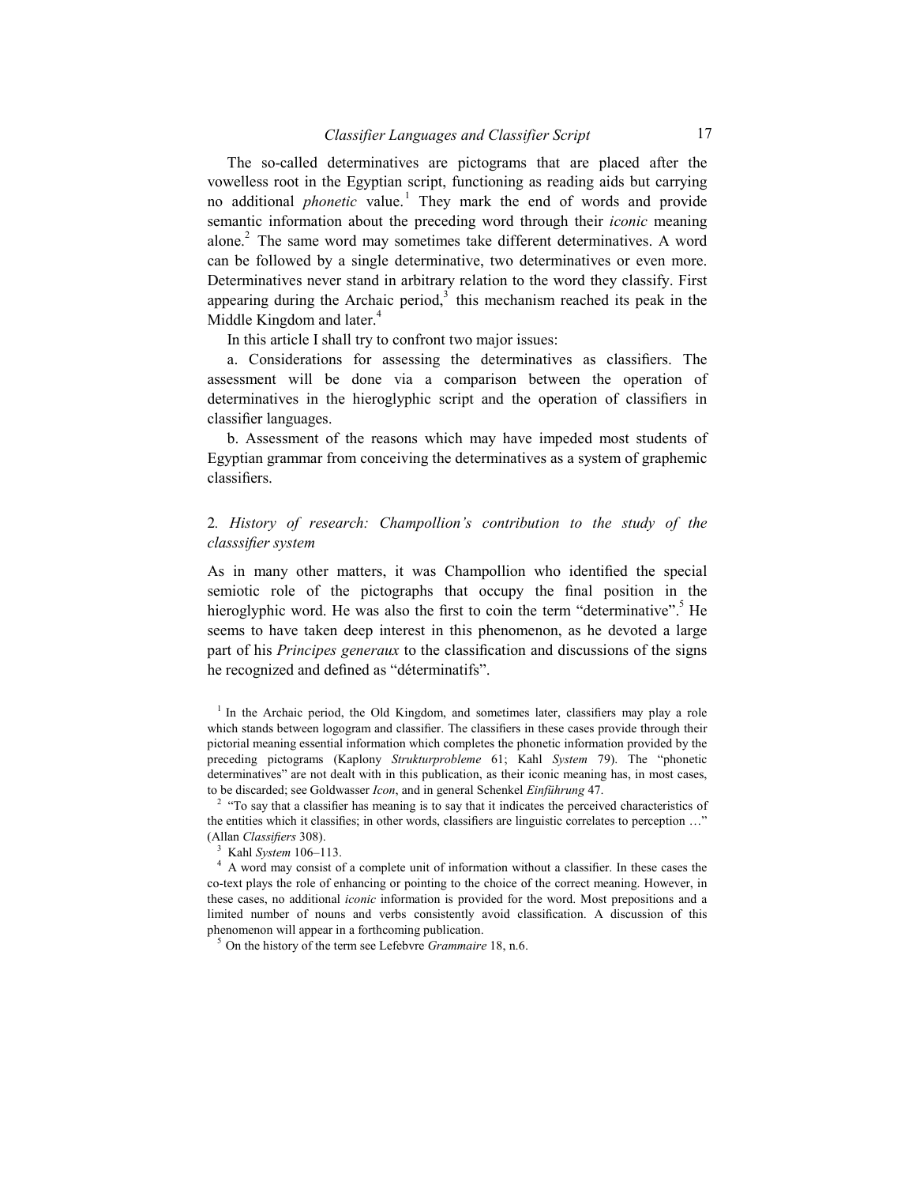The so-called determinatives are pictograms that are placed after the vowelless root in the Egyptian script, functioning as reading aids but carrying no additional *phonetic* value.[1] They mark the end of words and provide semantic information about the preceding word through their *iconic* meaning alone.[2] The same word may sometimes take different determinatives. A word can be followed by a single determinative, two determinatives or even more. Determinatives never stand in arbitrary relation to the word they classify. First appearing during the Archaic period,[3] this mechanism reached its peak in the Middle Kingdom and later.[4]

In this article I shall try to confront two major issues:

a. Considerations for assessing the determinatives as classifiers. The assessment will be done via a comparison between the operation of determinatives in the hieroglyphic script and the operation of classifiers in classifier languages.

b. Assessment of the reasons which may have impeded most students of Egyptian grammar from conceiving the determinatives as a system of graphemic classifiers.

## 2. *History of research: Champollion's contribution to the study of the classsifier system*

As in many other matters, it was Champollion who identified the special semiotic role of the pictographs that occupy the final position in the hieroglyphic word. He was also the first to coin the term "determinative".[5] He seems to have taken deep interest in this phenomenon, as he devoted a large part of his *Principes generaux* to the classification and discussions of the signs he recognized and defined as "déterminatifs".

---

[1] In the Archaic period, the Old Kingdom, and sometimes later, classifiers may play a role which stands between logogram and classifier. The classifiers in these cases provide through their pictorial meaning essential information which completes the phonetic information provided by the preceding pictograms (Kaplony *Strukturprobleme* 61; Kahl *System* 79). The "phonetic determinatives" are not dealt with in this publication, as their iconic meaning has, in most cases, to be discarded; see Goldwasser *Icon*, and in general Schenkel *Einführung* 47.

[2] "To say that a classifier has meaning is to say that it indicates the perceived characteristics of the entities which it classifies; in other words, classifiers are linguistic correlates to perception …" (Allan *Classifiers* 308).

[3] Kahl *System* 106–113.

[4] A word may consist of a complete unit of information without a classifier. In these cases the co-text plays the role of enhancing or pointing to the choice of the correct meaning. However, in these cases, no additional *iconic* information is provided for the word. Most prepositions and a limited number of nouns and verbs consistently avoid classification. A discussion of this phenomenon will appear in a forthcoming publication.

[5] On the history of the term see Lefebvre *Grammaire* 18, n.6.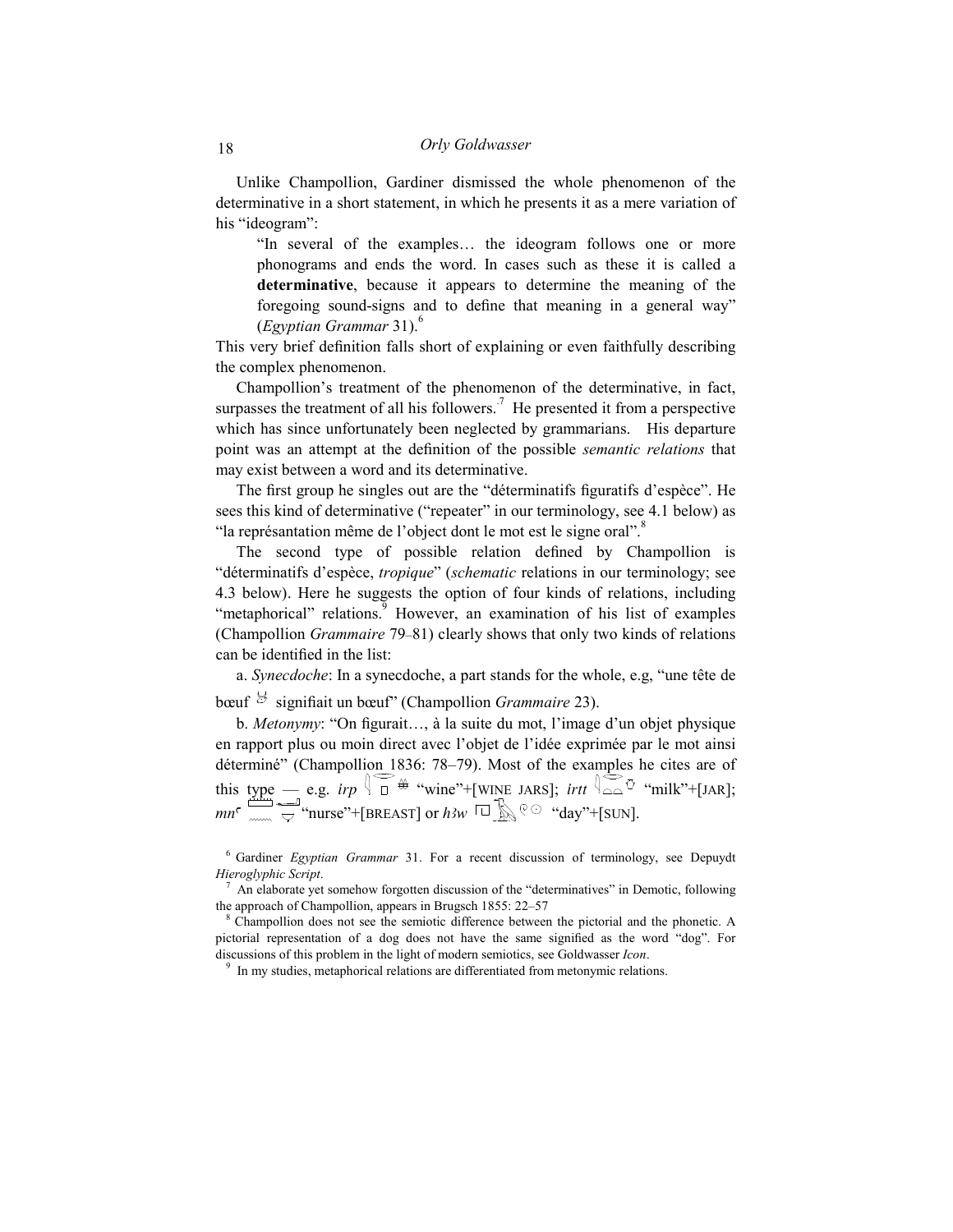Unlike Champollion, Gardiner dismissed the whole phenomenon of the determinative in a short statement, in which he presents it as a mere variation of his "ideogram":

> "In several of the examples… the ideogram follows one or more phonograms and ends the word. In cases such as these it is called a **determinative**, because it appears to determine the meaning of the foregoing sound-signs and to define that meaning in a general way" (*Egyptian Grammar* 31).[6]

This very brief definition falls short of explaining or even faithfully describing the complex phenomenon.

Champollion's treatment of the phenomenon of the determinative, in fact, surpasses the treatment of all his followers.[7] He presented it from a perspective which has since unfortunately been neglected by grammarians. His departure point was an attempt at the definition of the possible *semantic relations* that may exist between a word and its determinative.

The first group he singles out are the "déterminatifs figuratifs d'espèce". He sees this kind of determinative ("repeater" in our terminology, see 4.1 below) as "la représantation même de l'object dont le mot est le signe oral".[8]

The second type of possible relation defined by Champollion is "déterminatifs d'espèce, *tropique*" (*schematic* relations in our terminology; see 4.3 below). Here he suggests the option of four kinds of relations, including "metaphorical" relations.[9] However, an examination of his list of examples (Champollion *Grammaire* 79–81) clearly shows that only two kinds of relations can be identified in the list:

a. *Synecdoche*: In a synecdoche, a part stands for the whole, e.g, "une tête de bœuf signifiait un bœuf" (Champollion *Grammaire* 23).

b. *Metonymy*: "On figurait…, à la suite du mot, l'image d'un objet physique en rapport plus ou moin direct avec l'objet de l'idée exprimée par le mot ainsi déterminé" (Champollion 1836: 78–79). Most of the examples he cites are of this type — e.g. *ỉrp* "wine"+[WINE JARS]; *ỉrtt* "milk"+[JAR]; *mnꜥ* "nurse"+[BREAST] or *hꜣw* "day"+[SUN].

---

[6] Gardiner *Egyptian Grammar* 31. For a recent discussion of terminology, see Depuydt *Hieroglyphic Script*.

[7] An elaborate yet somehow forgotten discussion of the "determinatives" in Demotic, following the approach of Champollion, appears in Brugsch 1855: 22–57

[8] Champollion does not see the semiotic difference between the pictorial and the phonetic. A pictorial representation of a dog does not have the same signified as the word "dog". For discussions of this problem in the light of modern semiotics, see Goldwasser *Icon*.

[9] In my studies, metaphorical relations are differentiated from metonymic relations.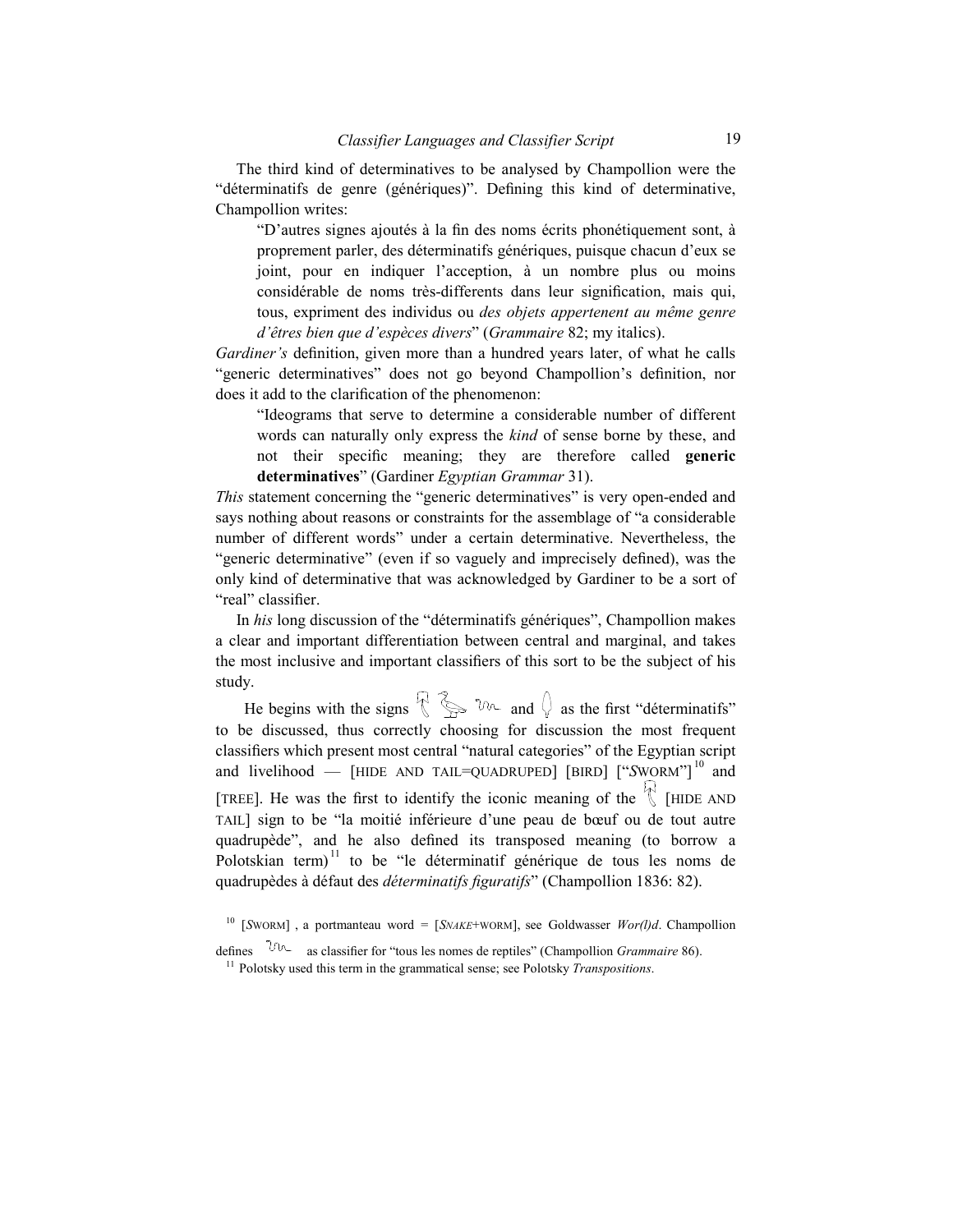The third kind of determinatives to be analysed by Champollion were the "déterminatifs de genre (génériques)". Defining this kind of determinative, Champollion writes:

> "D'autres signes ajoutés à la fin des noms écrits phonétiquement sont, à proprement parler, des déterminatifs génériques, puisque chacun d'eux se joint, pour en indiquer l'acception, à un nombre plus ou moins considérable de noms très-differents dans leur signification, mais qui, tous, expriment des individus ou *des objets appertenent au même genre d'êtres bien que d'espèces divers*" (*Grammaire* 82; my italics).

*Gardiner's* definition, given more than a hundred years later, of what he calls "generic determinatives" does not go beyond Champollion's definition, nor does it add to the clarification of the phenomenon:

> "Ideograms that serve to determine a considerable number of different words can naturally only express the *kind* of sense borne by these, and not their specific meaning; they are therefore called **generic determinatives**" (Gardiner *Egyptian Grammar* 31).

*This* statement concerning the "generic determinatives" is very open-ended and says nothing about reasons or constraints for the assemblage of "a considerable number of different words" under a certain determinative. Nevertheless, the "generic determinative" (even if so vaguely and imprecisely defined), was the only kind of determinative that was acknowledged by Gardiner to be a sort of "real" classifier.

In *his* long discussion of the "déterminatifs génériques", Champollion makes a clear and important differentiation between central and marginal, and takes the most inclusive and important classifiers of this sort to be the subject of his study.

He begins with the signs 𓄛 𓅿 𓆓 and 𓆭 as the first "déterminatifs" to be discussed, thus correctly choosing for discussion the most frequent classifiers which present most central "natural categories" of the Egyptian script and livelihood — [HIDE AND TAIL=QUADRUPED] [BIRD] ["*S*WORM"][10] and [TREE]. He was the first to identify the iconic meaning of the 𓄛 [HIDE AND TAIL] sign to be "la moitié inférieure d'une peau de bœuf ou de tout autre quadrupède", and he also defined its transposed meaning (to borrow a Polotskian term)[11] to be "le déterminatif générique de tous les noms de quadrupèdes à défaut des *déterminatifs figuratifs*" (Champollion 1836: 82).

---

[10] [*S*WORM] , a portmanteau word = [*SNAKE*+WORM], see Goldwasser *Wor(l)d*. Champollion defines 𓆓 as classifier for "tous les nomes de reptiles" (Champollion *Grammaire* 86).

[11] Polotsky used this term in the grammatical sense; see Polotsky *Transpositions*.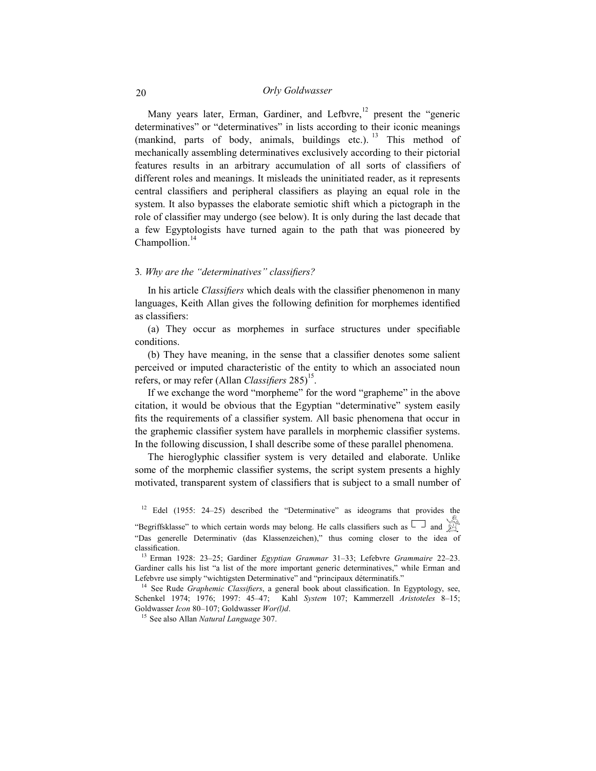Many years later, Erman, Gardiner, and Lefbvre,[12] present the "generic determinatives" or "determinatives" in lists according to their iconic meanings (mankind, parts of body, animals, buildings etc.).[13] This method of mechanically assembling determinatives exclusively according to their pictorial features results in an arbitrary accumulation of all sorts of classifiers of different roles and meanings. It misleads the uninitiated reader, as it represents central classifiers and peripheral classifiers as playing an equal role in the system. It also bypasses the elaborate semiotic shift which a pictograph in the role of classifier may undergo (see below). It is only during the last decade that a few Egyptologists have turned again to the path that was pioneered by Champollion.[14]

### 3. *Why are the "determinatives" classifiers?*

In his article *Classifiers* which deals with the classifier phenomenon in many languages, Keith Allan gives the following definition for morphemes identified as classifiers:

(a) They occur as morphemes in surface structures under specifiable conditions.

(b) They have meaning, in the sense that a classifier denotes some salient perceived or imputed characteristic of the entity to which an associated noun refers, or may refer (Allan *Classifiers* 285)[15].

If we exchange the word "morpheme" for the word "grapheme" in the above citation, it would be obvious that the Egyptian "determinative" system easily fits the requirements of a classifier system. All basic phenomena that occur in the graphemic classifier system have parallels in morphemic classifier systems. In the following discussion, I shall describe some of these parallel phenomena.

The hieroglyphic classifier system is very detailed and elaborate. Unlike some of the morphemic classifier systems, the script system presents a highly motivated, transparent system of classifiers that is subject to a small number of

---

[12] Edel (1955: 24–25) described the "Determinative" as ideograms that provides the "Begriffsklasse" to which certain words may belong. He calls classifiers such as [hieroglyph] and [hieroglyph] "Das generelle Determinativ (das Klassenzeichen)," thus coming closer to the idea of classification.

[13] Erman 1928: 23–25; Gardiner *Egyptian Grammar* 31–33; Lefebvre *Grammaire* 22–23. Gardiner calls his list "a list of the more important generic determinatives," while Erman and Lefebvre use simply "wichtigsten Determinative" and "principaux déterminatifs."

[14] See Rude *Graphemic Classifiers*, a general book about classification. In Egyptology, see, Schenkel 1974; 1976; 1997: 45–47; Kahl *System* 107; Kammerzell *Aristoteles* 8–15; Goldwasser *Icon* 80–107; Goldwasser *Wor(l)d*.

[15] See also Allan *Natural Language* 307.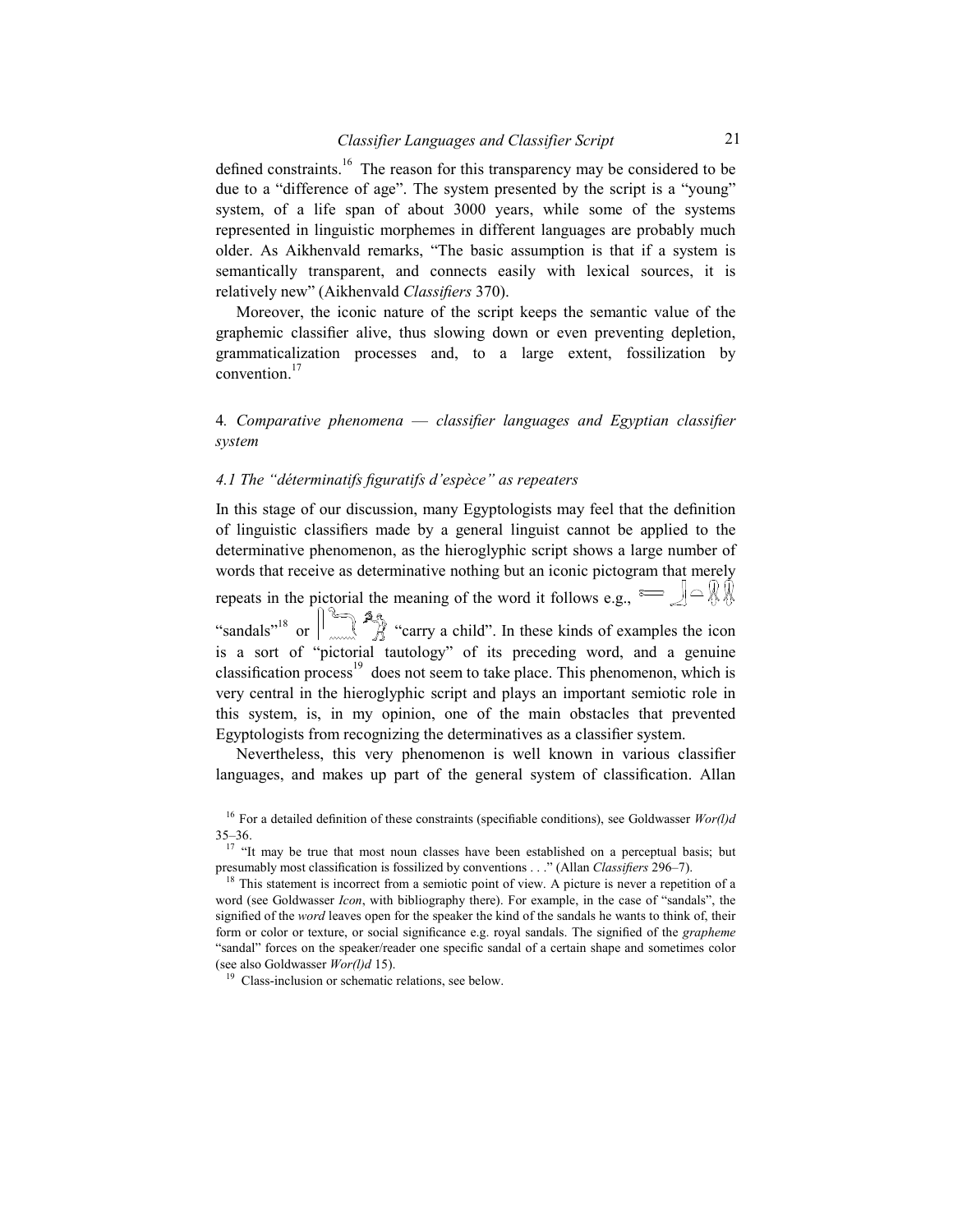defined constraints.[16] The reason for this transparency may be considered to be due to a "difference of age". The system presented by the script is a "young" system, of a life span of about 3000 years, while some of the systems represented in linguistic morphemes in different languages are probably much older. As Aikhenvald remarks, "The basic assumption is that if a system is semantically transparent, and connects easily with lexical sources, it is relatively new" (Aikhenvald *Classifiers* 370).

Moreover, the iconic nature of the script keeps the semantic value of the graphemic classifier alive, thus slowing down or even preventing depletion, grammaticalization processes and, to a large extent, fossilization by convention.[17]

## 4. *Comparative phenomena — classifier languages and Egyptian classifier system*

### *4.1 The "déterminatifs figuratifs d'espèce" as repeaters*

In this stage of our discussion, many Egyptologists may feel that the definition of linguistic classifiers made by a general linguist cannot be applied to the determinative phenomenon, as the hieroglyphic script shows a large number of words that receive as determinative nothing but an iconic pictogram that merely repeats in the pictorial the meaning of the word it follows e.g., "sandals"[18] or "carry a child". In these kinds of examples the icon is a sort of "pictorial tautology" of its preceding word, and a genuine classification process[19] does not seem to take place. This phenomenon, which is very central in the hieroglyphic script and plays an important semiotic role in this system, is, in my opinion, one of the main obstacles that prevented Egyptologists from recognizing the determinatives as a classifier system.

Nevertheless, this very phenomenon is well known in various classifier languages, and makes up part of the general system of classification. Allan

[16] For a detailed definition of these constraints (specifiable conditions), see Goldwasser *Wor(l)d* 35–36.

[17] "It may be true that most noun classes have been established on a perceptual basis; but presumably most classification is fossilized by conventions . . ." (Allan *Classifiers* 296–7).

[18] This statement is incorrect from a semiotic point of view. A picture is never a repetition of a word (see Goldwasser *Icon*, with bibliography there). For example, in the case of "sandals", the signified of the *word* leaves open for the speaker the kind of the sandals he wants to think of, their form or color or texture, or social significance e.g. royal sandals. The signified of the *grapheme* "sandal" forces on the speaker/reader one specific sandal of a certain shape and sometimes color (see also Goldwasser *Wor(l)d* 15).

[19] Class-inclusion or schematic relations, see below.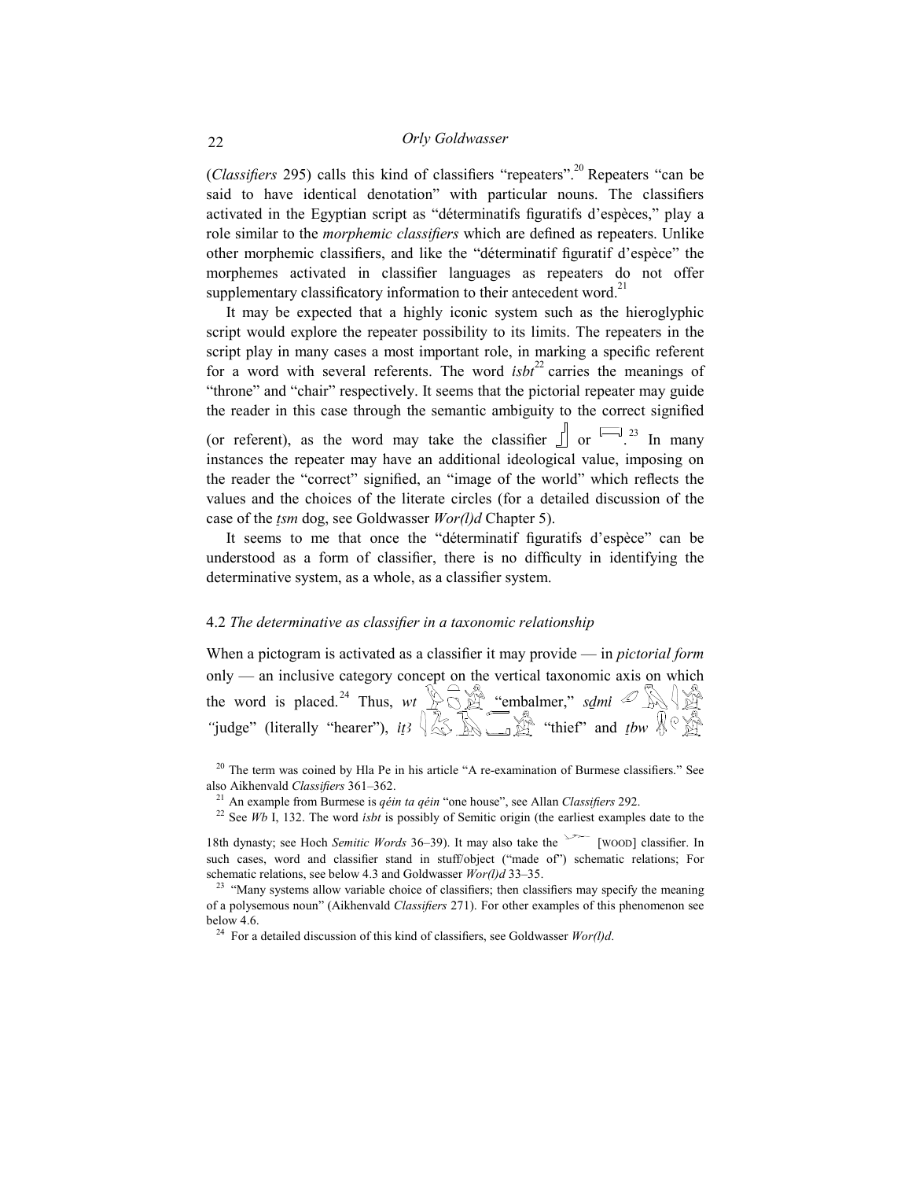(*Classifiers* 295) calls this kind of classifiers "repeaters".[20] Repeaters "can be said to have identical denotation" with particular nouns. The classifiers activated in the Egyptian script as "déterminatifs figuratifs d'espèces," play a role similar to the *morphemic classifiers* which are defined as repeaters. Unlike other morphemic classifiers, and like the "déterminatif figuratif d'espèce" the morphemes activated in classifier languages as repeaters do not offer supplementary classificatory information to their antecedent word.[21]

It may be expected that a highly iconic system such as the hieroglyphic script would explore the repeater possibility to its limits. The repeaters in the script play in many cases a most important role, in marking a specific referent for a word with several referents. The word *ỉsbt*[22] carries the meanings of "throne" and "chair" respectively. It seems that the pictorial repeater may guide the reader in this case through the semantic ambiguity to the correct signified (or referent), as the word may take the classifier 𓊓 or 𓊮.[23] In many instances the repeater may have an additional ideological value, imposing on the reader the "correct" signified, an "image of the world" which reflects the values and the choices of the literate circles (for a detailed discussion of the case of the *ṯsm* dog, see Goldwasser *Wor(l)d* Chapter 5).

It seems to me that once the "déterminatif figuratifs d'espèce" can be understood as a form of classifier, there is no difficulty in identifying the determinative system, as a whole, as a classifier system.

### 4.2 *The determinative as classifier in a taxonomic relationship*

When a pictogram is activated as a classifier it may provide — in *pictorial form* only — an inclusive category concept on the vertical taxonomic axis on which the word is placed.[24] Thus, *wt* 𓅱𓏏𓀀 "embalmer," *sḏmỉ* 𓄔𓅓𓇋𓀀 "judge" (literally "hearer"), *ỉṯꜣ* 𓇋𓍿𓄿𓀀 "thief" and *ṯbw* 𓍿𓃀𓅱𓀀

---

[20] The term was coined by Hla Pe in his article "A re-examination of Burmese classifiers." See also Aikhenvald *Classifiers* 361–362.

[21] An example from Burmese is *qéin ta qéin* "one house", see Allan *Classifiers* 292.

[22] See *Wb* I, 132. The word *isbt* is possibly of Semitic origin (the earliest examples date to the 18th dynasty; see Hoch *Semitic Words* 36–39). It may also take the 𓆱 [WOOD] classifier. In such cases, word and classifier stand in stuff/object ("made of") schematic relations; For schematic relations, see below 4.3 and Goldwasser *Wor(l)d* 33–35.

[23] "Many systems allow variable choice of classifiers; then classifiers may specify the meaning of a polysemous noun" (Aikhenvald *Classifiers* 271). For other examples of this phenomenon see below 4.6.

[24] For a detailed discussion of this kind of classifiers, see Goldwasser *Wor(l)d*.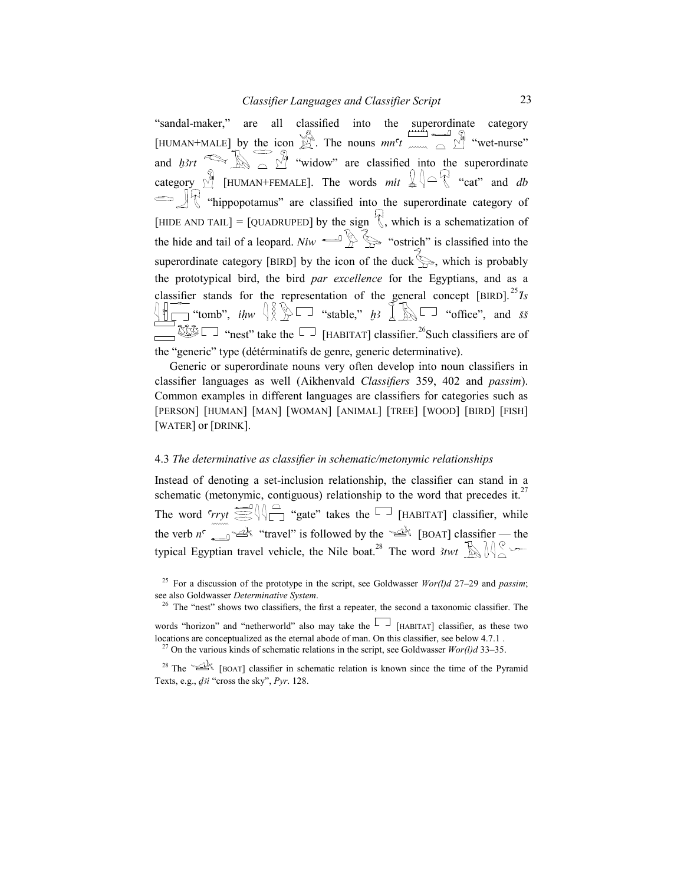"sandal-maker," are all classified into the superordinate category [HUMAN+MALE] by the icon 𓀀. The nouns *mnʿt* 𓏠𓈖𓂝𓏏𓁐 "wet-nurse" and *ḫ3rt* "widow" are classified into the superordinate category 𓁐 [HUMAN+FEMALE]. The words *mit* "cat" and *db* "hippopotamus" are classified into the superordinate category of [HIDE AND TAIL] = [QUADRUPED] by the sign 𓃡, which is a schematization of the hide and tail of a leopard. *Niw* "ostrich" is classified into the superordinate category [BIRD] by the icon of the duck, which is probably the prototypical bird, the bird *par excellence* for the Egyptians, and as a classifier stands for the representation of the general concept [BIRD].[25] *Ꞽs* "tomb", *iḥw* "stable," *ḫ3* "office", and *šš* "nest" take the 𓉐 [HABITAT] classifier.[26] Such classifiers are of the "generic" type (détérminatifs de genre, generic determinative).

Generic or superordinate nouns very often develop into noun classifiers in classifier languages as well (Aikhenvald *Classifiers* 359, 402 and *passim*). Common examples in different languages are classifiers for categories such as [PERSON] [HUMAN] [MAN] [WOMAN] [ANIMAL] [TREE] [WOOD] [BIRD] [FISH] [WATER] or [DRINK].

### 4.3 *The determinative as classifier in schematic/metonymic relationships*

Instead of denoting a set-inclusion relationship, the classifier can stand in a schematic (metonymic, contiguous) relationship to the word that precedes it.[27] The word *ʿrryt* "gate" takes the 𓉐 [HABITAT] classifier, while the verb *nʿ* "travel" is followed by the [BOAT] classifier — the typical Egyptian travel vehicle, the Nile boat.[28] The word *3twt*

[25] For a discussion of the prototype in the script, see Goldwasser *Wor(l)d* 27–29 and *passim*; see also Goldwasser *Determinative System*.

[26] The "nest" shows two classifiers, the first a repeater, the second a taxonomic classifier. The words "horizon" and "netherworld" also may take the 𓉐 [HABITAT] classifier, as these two locations are conceptualized as the eternal abode of man. On this classifier, see below 4.7.1 .

[27] On the various kinds of schematic relations in the script, see Goldwasser *Wor(l)d* 33–35.

[28] The [BOAT] classifier in schematic relation is known since the time of the Pyramid Texts, e.g., *ḏ3i* "cross the sky", *Pyr*. 128.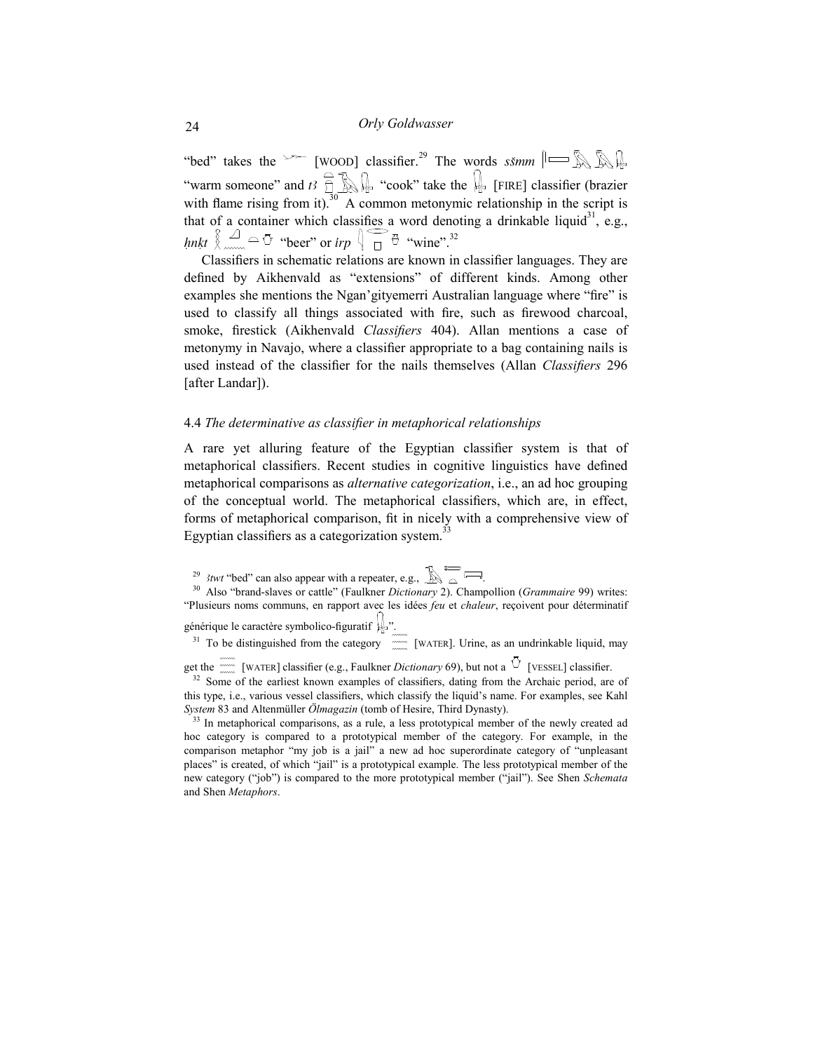"bed" takes the [WOOD] classifier.[29] The words *sšmm* "warm someone" and *tꜣ* "cook" take the [FIRE] classifier (brazier with flame rising from it).[30] A common metonymic relationship in the script is that of a container which classifies a word denoting a drinkable liquid[31], e.g., *ḥnḳt* "beer" or *irp* "wine".[32]

Classifiers in schematic relations are known in classifier languages. They are defined by Aikhenvald as "extensions" of different kinds. Among other examples she mentions the Ngan'gityemerri Australian language where "fire" is used to classify all things associated with fire, such as firewood charcoal, smoke, firestick (Aikhenvald *Classifiers* 404). Allan mentions a case of metonymy in Navajo, where a classifier appropriate to a bag containing nails is used instead of the classifier for the nails themselves (Allan *Classifiers* 296 [after Landar]).

### 4.4 *The determinative as classifier in metaphorical relationships*

A rare yet alluring feature of the Egyptian classifier system is that of metaphorical classifiers. Recent studies in cognitive linguistics have defined metaphorical comparisons as *alternative categorization*, i.e., an ad hoc grouping of the conceptual world. The metaphorical classifiers, which are, in effect, forms of metaphorical comparison, fit in nicely with a comprehensive view of Egyptian classifiers as a categorization system.[33]

---

[29] *ꜣtwt* "bed" can also appear with a repeater, e.g., .

[30] Also "brand-slaves or cattle" (Faulkner *Dictionary* 2). Champollion (*Grammaire* 99) writes: "Plusieurs noms communs, en rapport avec les idées *feu* et *chaleur*, reçoivent pour déterminatif générique le caractère symbolico-figuratif ".

[31] To be distinguished from the category [WATER]. Urine, as an undrinkable liquid, may get the [WATER] classifier (e.g., Faulkner *Dictionary* 69), but not a [VESSEL] classifier.

[32] Some of the earliest known examples of classifiers, dating from the Archaic period, are of this type, i.e., various vessel classifiers, which classify the liquid's name. For examples, see Kahl *System* 83 and Altenmüller *Ölmagazin* (tomb of Hesire, Third Dynasty).

[33] In metaphorical comparisons, as a rule, a less prototypical member of the newly created ad hoc category is compared to a prototypical member of the category. For example, in the comparison metaphor "my job is a jail" a new ad hoc superordinate category of "unpleasant places" is created, of which "jail" is a prototypical example. The less prototypical member of the new category ("job") is compared to the more prototypical member ("jail"). See Shen *Schemata* and Shen *Metaphors*.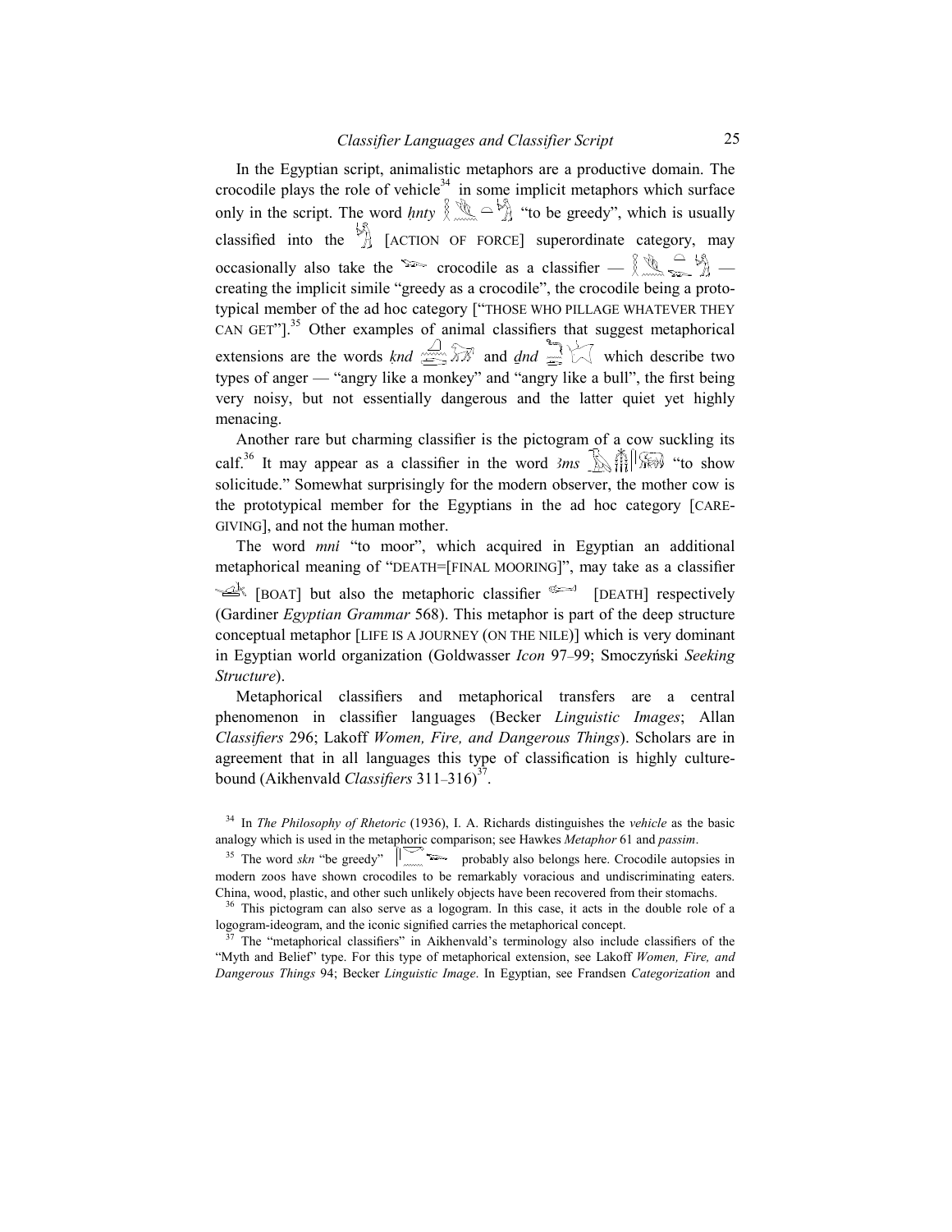In the Egyptian script, animalistic metaphors are a productive domain. The crocodile plays the role of vehicle[34] in some implicit metaphors which surface only in the script. The word *ḥnty* "to be greedy", which is usually classified into the [ACTION OF FORCE] superordinate category, may occasionally also take the crocodile as a classifier — — creating the implicit simile "greedy as a crocodile", the crocodile being a prototypical member of the ad hoc category ["THOSE WHO PILLAGE WHATEVER THEY CAN GET"].[35] Other examples of animal classifiers that suggest metaphorical extensions are the words *ḳnd* and *ḏnd* which describe two types of anger — "angry like a monkey" and "angry like a bull", the first being very noisy, but not essentially dangerous and the latter quiet yet highly menacing.

Another rare but charming classifier is the pictogram of a cow suckling its calf.[36] It may appear as a classifier in the word *ꜣms* "to show solicitude." Somewhat surprisingly for the modern observer, the mother cow is the prototypical member for the Egyptians in the ad hoc category [CARE-GIVING], and not the human mother.

The word *mni* "to moor", which acquired in Egyptian an additional metaphorical meaning of "DEATH=[FINAL MOORING]", may take as a classifier [BOAT] but also the metaphoric classifier [DEATH] respectively (Gardiner *Egyptian Grammar* 568). This metaphor is part of the deep structure conceptual metaphor [LIFE IS A JOURNEY (ON THE NILE)] which is very dominant in Egyptian world organization (Goldwasser *Icon* 97–99; Smoczyński *Seeking Structure*).

Metaphorical classifiers and metaphorical transfers are a central phenomenon in classifier languages (Becker *Linguistic Images*; Allan *Classifiers* 296; Lakoff *Women, Fire, and Dangerous Things*). Scholars are in agreement that in all languages this type of classification is highly culture-bound (Aikhenvald *Classifiers* 311–316)[37].

---

[34] In *The Philosophy of Rhetoric* (1936), I. A. Richards distinguishes the *vehicle* as the basic analogy which is used in the metaphoric comparison; see Hawkes *Metaphor* 61 and *passim*.

[35] The word *skn* "be greedy" probably also belongs here. Crocodile autopsies in modern zoos have shown crocodiles to be remarkably voracious and undiscriminating eaters. China, wood, plastic, and other such unlikely objects have been recovered from their stomachs.

[36] This pictogram can also serve as a logogram. In this case, it acts in the double role of a logogram-ideogram, and the iconic signified carries the metaphorical concept.

[37] The "metaphorical classifiers" in Aikhenvald's terminology also include classifiers of the "Myth and Belief" type. For this type of metaphorical extension, see Lakoff *Women, Fire, and Dangerous Things* 94; Becker *Linguistic Image*. In Egyptian, see Frandsen *Categorization* and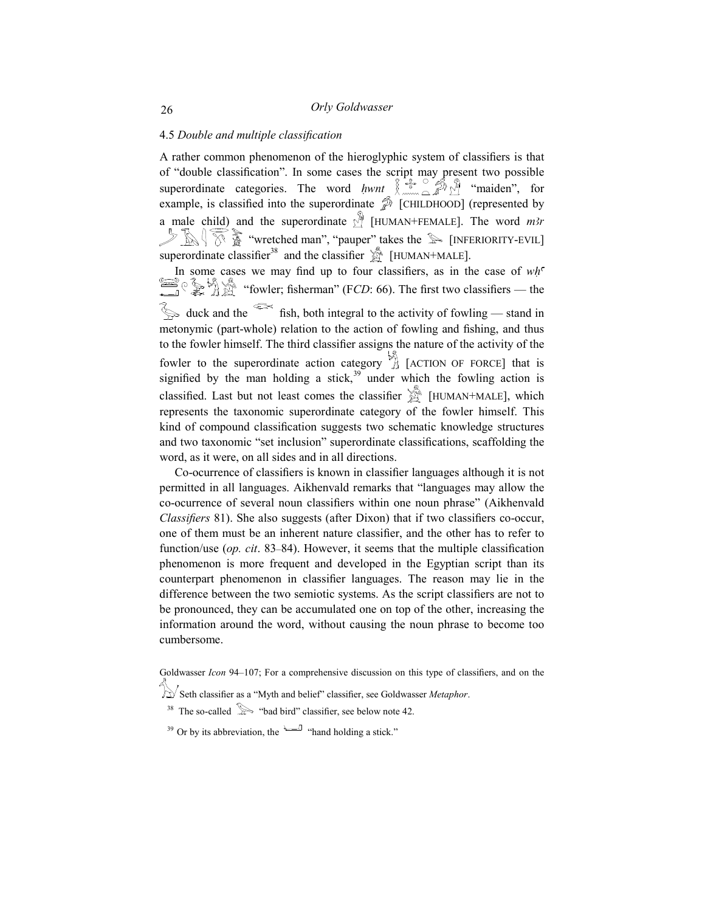### 4.5 *Double and multiple classification*

A rather common phenomenon of the hieroglyphic system of classifiers is that of "double classification". In some cases the script may present two possible superordinate categories. The word *ḥwnt* "maiden", for example, is classified into the superordinate [CHILDHOOD] (represented by a male child) and the superordinate [HUMAN+FEMALE]. The word *mꜣr* "wretched man", "pauper" takes the [INFERIORITY-EVIL] superordinate classifier[38] and the classifier [HUMAN+MALE].

In some cases we may find up to four classifiers, as in the case of *wḥꜥ* "fowler; fisherman" (F*CD*: 66). The first two classifiers — the duck and the fish, both integral to the activity of fowling — stand in metonymic (part-whole) relation to the action of fowling and fishing, and thus to the fowler himself. The third classifier assigns the nature of the activity of the fowler to the superordinate action category [ACTION OF FORCE] that is signified by the man holding a stick,[39] under which the fowling action is classified. Last but not least comes the classifier [HUMAN+MALE], which represents the taxonomic superordinate category of the fowler himself. This kind of compound classification suggests two schematic knowledge structures and two taxonomic "set inclusion" superordinate classifications, scaffolding the word, as it were, on all sides and in all directions.

Co-ocurrence of classifiers is known in classifier languages although it is not permitted in all languages. Aikhenvald remarks that "languages may allow the co-ocurrence of several noun classifiers within one noun phrase" (Aikhenvald *Classifiers* 81). She also suggests (after Dixon) that if two classifiers co-occur, one of them must be an inherent nature classifier, and the other has to refer to function/use (*op. cit*. 83–84). However, it seems that the multiple classification phenomenon is more frequent and developed in the Egyptian script than its counterpart phenomenon in classifier languages. The reason may lie in the difference between the two semiotic systems. As the script classifiers are not to be pronounced, they can be accumulated one on top of the other, increasing the information around the word, without causing the noun phrase to become too cumbersome.

---

Goldwasser *Icon* 94–107; For a comprehensive discussion on this type of classifiers, and on the Seth classifier as a "Myth and belief" classifier, see Goldwasser *Metaphor*.

[38] The so-called "bad bird" classifier, see below note 42.

[39] Or by its abbreviation, the "hand holding a stick."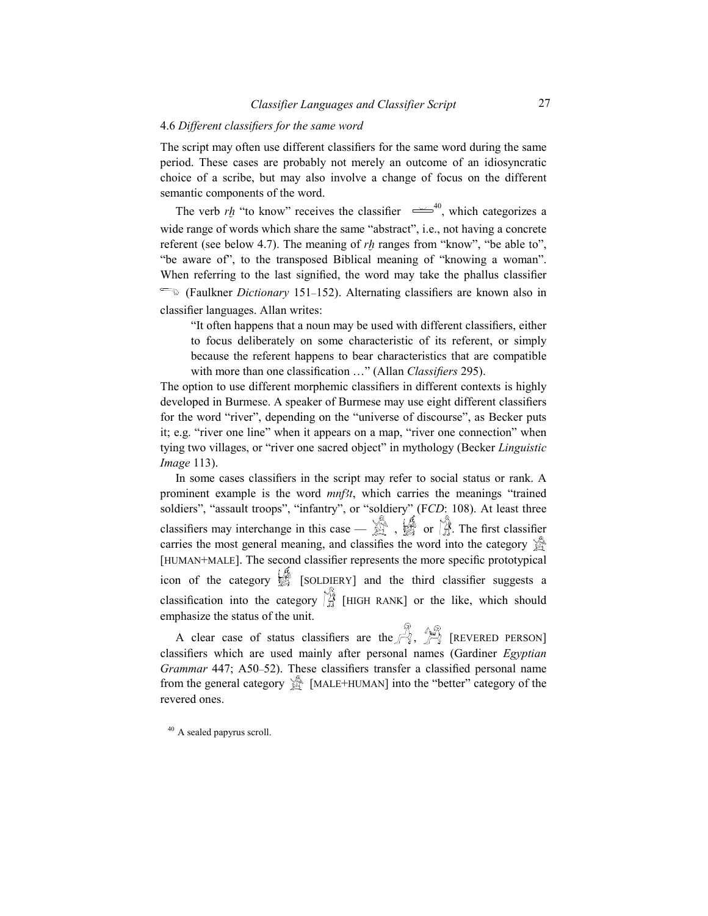### 4.6 *Different classifiers for the same word*

The script may often use different classifiers for the same word during the same period. These cases are probably not merely an outcome of an idiosyncratic choice of a scribe, but may also involve a change of focus on the different semantic components of the word.

The verb *rḫ* "to know" receives the classifier [40], which categorizes a wide range of words which share the same "abstract", i.e., not having a concrete referent (see below 4.7). The meaning of *rḫ* ranges from "know", "be able to", "be aware of", to the transposed Biblical meaning of "knowing a woman". When referring to the last signified, the word may take the phallus classifier (Faulkner *Dictionary* 151–152). Alternating classifiers are known also in classifier languages. Allan writes:

> "It often happens that a noun may be used with different classifiers, either to focus deliberately on some characteristic of its referent, or simply because the referent happens to bear characteristics that are compatible with more than one classification …" (Allan *Classifiers* 295).

The option to use different morphemic classifiers in different contexts is highly developed in Burmese. A speaker of Burmese may use eight different classifiers for the word "river", depending on the "universe of discourse", as Becker puts it; e.g. "river one line" when it appears on a map, "river one connection" when tying two villages, or "river one sacred object" in mythology (Becker *Linguistic Image* 113).

In some cases classifiers in the script may refer to social status or rank. A prominent example is the word *mnfꜣt*, which carries the meanings "trained soldiers", "assault troops", "infantry", or "soldiery" (F*CD*: 108). At least three classifiers may interchange in this case — , or . The first classifier carries the most general meaning, and classifies the word into the category [HUMAN+MALE]. The second classifier represents the more specific prototypical icon of the category [SOLDIERY] and the third classifier suggests a classification into the category [HIGH RANK] or the like, which should emphasize the status of the unit.

A clear case of status classifiers are the , [REVERED PERSON] classifiers which are used mainly after personal names (Gardiner *Egyptian Grammar* 447; A50–52). These classifiers transfer a classified personal name from the general category [MALE+HUMAN] into the "better" category of the revered ones.

[40] A sealed papyrus scroll.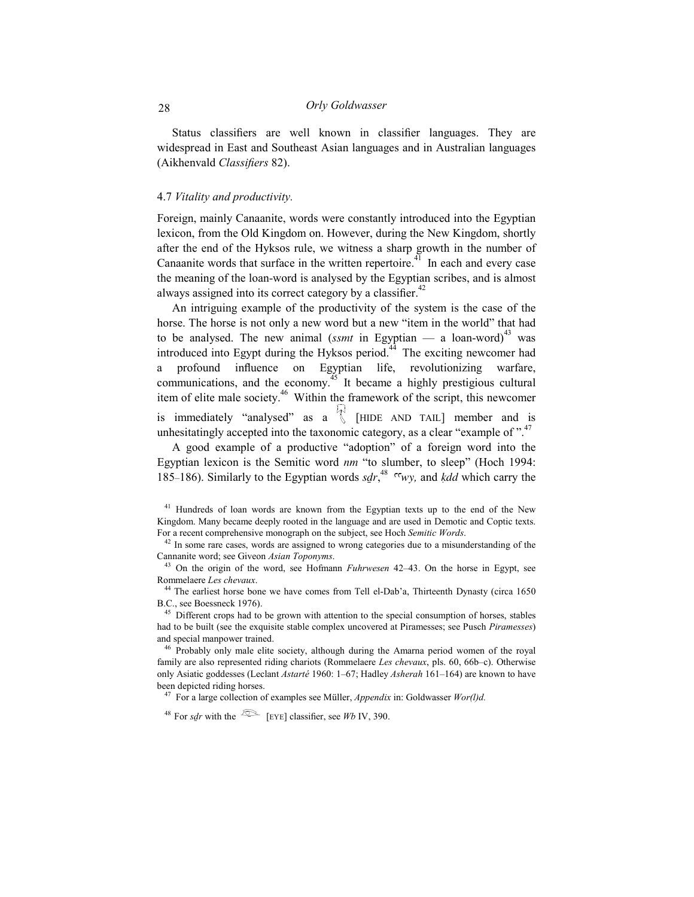Status classifiers are well known in classifier languages. They are widespread in East and Southeast Asian languages and in Australian languages (Aikhenvald *Classifiers* 82).

4.7 *Vitality and productivity.*

Foreign, mainly Canaanite, words were constantly introduced into the Egyptian lexicon, from the Old Kingdom on. However, during the New Kingdom, shortly after the end of the Hyksos rule, we witness a sharp growth in the number of Canaanite words that surface in the written repertoire.[41] In each and every case the meaning of the loan-word is analysed by the Egyptian scribes, and is almost always assigned into its correct category by a classifier.[42]

An intriguing example of the productivity of the system is the case of the horse. The horse is not only a new word but a new "item in the world" that had to be analysed. The new animal (*ssmt* in Egyptian — a loan-word)[43] was introduced into Egypt during the Hyksos period.[44] The exciting newcomer had a profound influence on Egyptian life, revolutionizing warfare, communications, and the economy.[45] It became a highly prestigious cultural item of elite male society.[46] Within the framework of the script, this newcomer is immediately "analysed" as a [HIDE AND TAIL] member and is unhesitatingly accepted into the taxonomic category, as a clear "example of ".[47]

A good example of a productive "adoption" of a foreign word into the Egyptian lexicon is the Semitic word *nm* "to slumber, to sleep" (Hoch 1994: 185–186). Similarly to the Egyptian words *sḏr*,[48] *ʿʿwy,* and *ḳdd* which carry the

---

[41] Hundreds of loan words are known from the Egyptian texts up to the end of the New Kingdom. Many became deeply rooted in the language and are used in Demotic and Coptic texts. For a recent comprehensive monograph on the subject, see Hoch *Semitic Words*.

[42] In some rare cases, words are assigned to wrong categories due to a misunderstanding of the Cannanite word; see Giveon *Asian Toponyms*.

[43] On the origin of the word, see Hofmann *Fuhrwesen* 42–43. On the horse in Egypt, see Rommelaere *Les chevaux*.

[44] The earliest horse bone we have comes from Tell el-Dab'a, Thirteenth Dynasty (circa 1650 B.C., see Boessneck 1976).

[45] Different crops had to be grown with attention to the special consumption of horses, stables had to be built (see the exquisite stable complex uncovered at Piramesses; see Pusch *Piramesses*) and special manpower trained.

[46] Probably only male elite society, although during the Amarna period women of the royal family are also represented riding chariots (Rommelaere *Les chevaux*, pls. 60, 66b–c). Otherwise only Asiatic goddesses (Leclant *Astarté* 1960: 1–67; Hadley *Asherah* 161–164) are known to have been depicted riding horses.

[47] For a large collection of examples see Müller, *Appendix* in: Goldwasser *Wor(l)d.*

[48] For *sḏr* with the [EYE] classifier, see *Wb* IV, 390.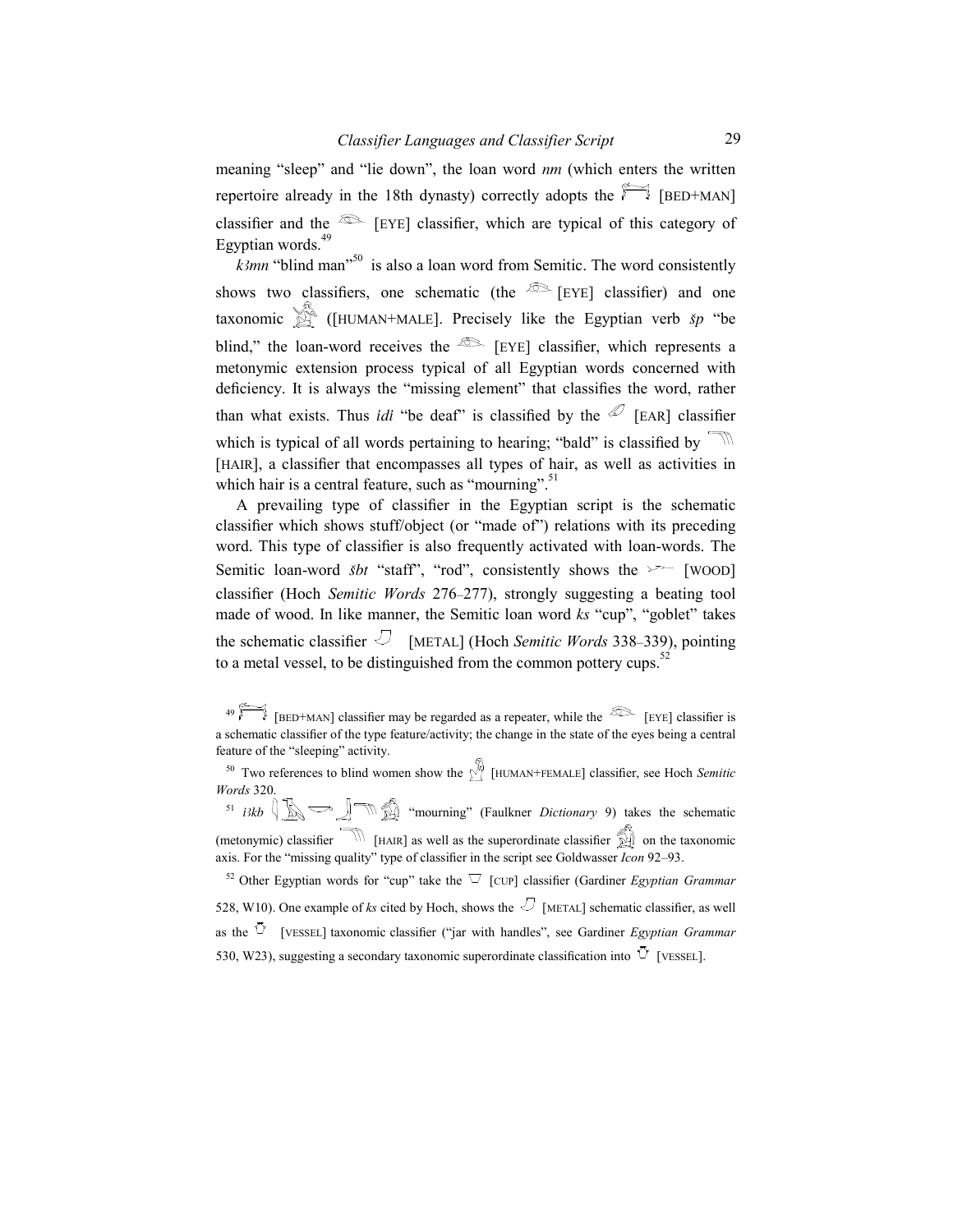meaning "sleep" and "lie down", the loan word *nm* (which enters the written repertoire already in the 18th dynasty) correctly adopts the [BED+MAN] classifier and the [EYE] classifier, which are typical of this category of Egyptian words.[49]

*k3mn* "blind man"[50] is also a loan word from Semitic. The word consistently shows two classifiers, one schematic (the [EYE] classifier) and one taxonomic ([HUMAN+MALE]. Precisely like the Egyptian verb *šp* "be blind," the loan-word receives the [EYE] classifier, which represents a metonymic extension process typical of all Egyptian words concerned with deficiency. It is always the "missing element" that classifies the word, rather than what exists. Thus *idi* "be deaf" is classified by the [EAR] classifier which is typical of all words pertaining to hearing; "bald" is classified by [HAIR], a classifier that encompasses all types of hair, as well as activities in which hair is a central feature, such as "mourning".[51]

A prevailing type of classifier in the Egyptian script is the schematic classifier which shows stuff/object (or "made of") relations with its preceding word. This type of classifier is also frequently activated with loan-words. The Semitic loan-word *šbt* "staff", "rod", consistently shows the [WOOD] classifier (Hoch *Semitic Words* 276–277), strongly suggesting a beating tool made of wood. In like manner, the Semitic loan word *ks* "cup", "goblet" takes the schematic classifier [METAL] (Hoch *Semitic Words* 338–339), pointing to a metal vessel, to be distinguished from the common pottery cups.[52]

---

[49] [BED+MAN] classifier may be regarded as a repeater, while the [EYE] classifier is a schematic classifier of the type feature/activity; the change in the state of the eyes being a central feature of the "sleeping" activity.

[50] Two references to blind women show the [HUMAN+FEMALE] classifier, see Hoch *Semitic Words* 320.

[51] *i3kb* "mourning" (Faulkner *Dictionary* 9) takes the schematic (metonymic) classifier [HAIR] as well as the superordinate classifier on the taxonomic axis. For the "missing quality" type of classifier in the script see Goldwasser *Icon* 92–93.

[52] Other Egyptian words for "cup" take the [CUP] classifier (Gardiner *Egyptian Grammar* 528, W10). One example of *ks* cited by Hoch, shows the [METAL] schematic classifier, as well as the [VESSEL] taxonomic classifier ("jar with handles", see Gardiner *Egyptian Grammar* 530, W23), suggesting a secondary taxonomic superordinate classification into [VESSEL].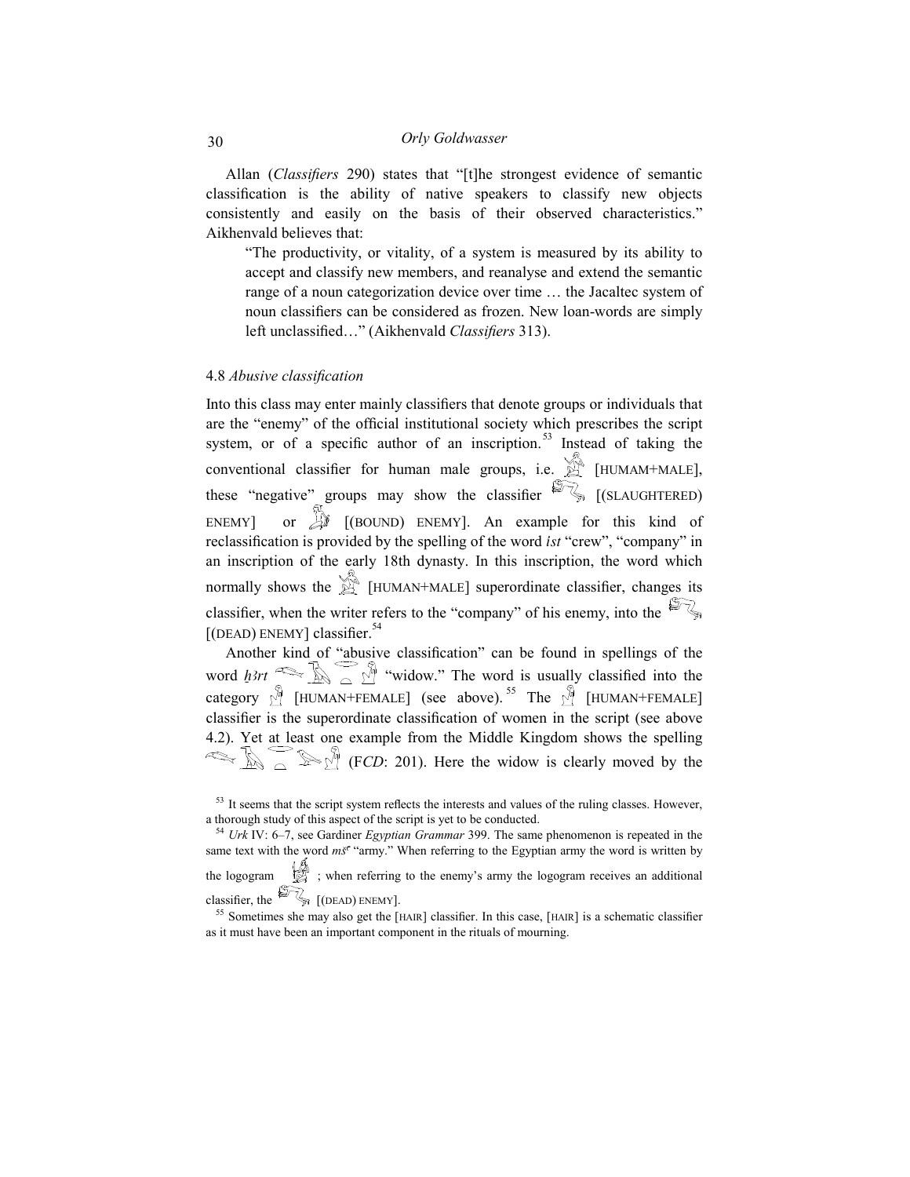Allan (*Classifiers* 290) states that "[t]he strongest evidence of semantic classification is the ability of native speakers to classify new objects consistently and easily on the basis of their observed characteristics." Aikhenvald believes that:

> "The productivity, or vitality, of a system is measured by its ability to accept and classify new members, and reanalyse and extend the semantic range of a noun categorization device over time … the Jacaltec system of noun classifiers can be considered as frozen. New loan-words are simply left unclassified…" (Aikhenvald *Classifiers* 313).

### 4.8 *Abusive classification*

Into this class may enter mainly classifiers that denote groups or individuals that are the "enemy" of the official institutional society which prescribes the script system, or of a specific author of an inscription.[53] Instead of taking the conventional classifier for human male groups, i.e. [HUMAM+MALE], these "negative" groups may show the classifier [(SLAUGHTERED) ENEMY] or [(BOUND) ENEMY]. An example for this kind of reclassification is provided by the spelling of the word *ist* "crew", "company" in an inscription of the early 18th dynasty. In this inscription, the word which normally shows the [HUMAN+MALE] superordinate classifier, changes its classifier, when the writer refers to the "company" of his enemy, into the [(DEAD) ENEMY] classifier.[54]

Another kind of "abusive classification" can be found in spellings of the word *ḫ3rt* "widow." The word is usually classified into the category [HUMAN+FEMALE] (see above).[55] The [HUMAN+FEMALE] classifier is the superordinate classification of women in the script (see above 4.2). Yet at least one example from the Middle Kingdom shows the spelling (F*CD*: 201). Here the widow is clearly moved by the

[53] It seems that the script system reflects the interests and values of the ruling classes. However, a thorough study of this aspect of the script is yet to be conducted.

[54] *Urk* IV: 6–7, see Gardiner *Egyptian Grammar* 399. The same phenomenon is repeated in the same text with the word *mšʿ* "army." When referring to the Egyptian army the word is written by the logogram ; when referring to the enemy's army the logogram receives an additional classifier, the [(DEAD) ENEMY].

[55] Sometimes she may also get the [HAIR] classifier. In this case, [HAIR] is a schematic classifier as it must have been an important component in the rituals of mourning.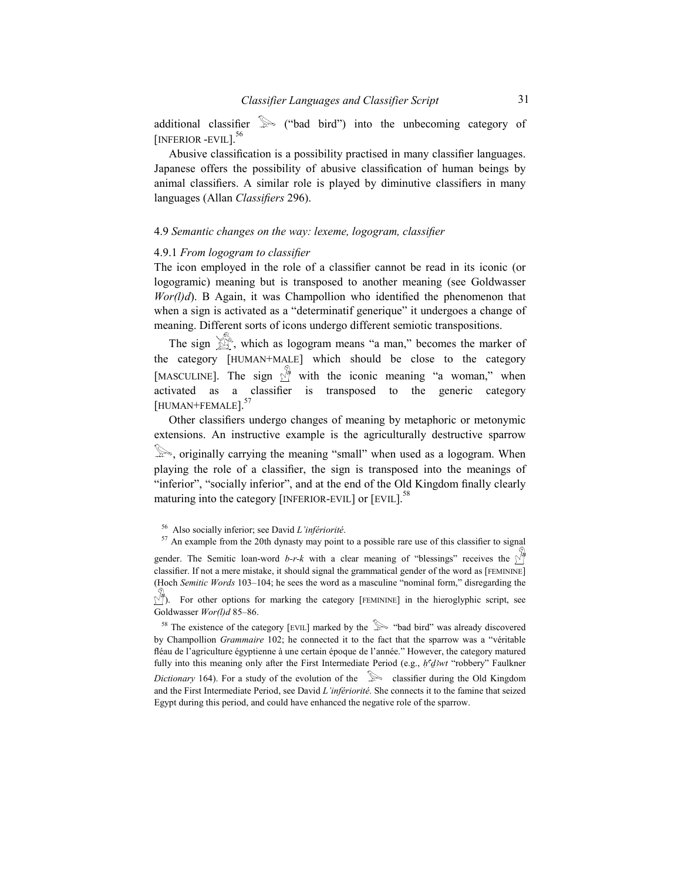additional classifier 𓅪 ("bad bird") into the unbecoming category of [INFERIOR -EVIL].[56]

Abusive classification is a possibility practised in many classifier languages. Japanese offers the possibility of abusive classification of human beings by animal classifiers. A similar role is played by diminutive classifiers in many languages (Allan *Classifiers* 296).

### 4.9 *Semantic changes on the way: lexeme, logogram, classifier*

#### 4.9.1 *From logogram to classifier*

The icon employed in the role of a classifier cannot be read in its iconic (or logogramic) meaning but is transposed to another meaning (see Goldwasser *Wor(l)d*). B Again, it was Champollion who identified the phenomenon that when a sign is activated as a "determinatif generique" it undergoes a change of meaning. Different sorts of icons undergo different semiotic transpositions.

The sign 𓀀, which as logogram means "a man," becomes the marker of the category [HUMAN+MALE] which should be close to the category [MASCULINE]. The sign 𓁐 with the iconic meaning "a woman," when activated as a classifier is transposed to the generic category [HUMAN+FEMALE].[57]

Other classifiers undergo changes of meaning by metaphoric or metonymic extensions. An instructive example is the agriculturally destructive sparrow 𓅪, originally carrying the meaning "small" when used as a logogram. When playing the role of a classifier, the sign is transposed into the meanings of "inferior", "socially inferior", and at the end of the Old Kingdom finally clearly maturing into the category [INFERIOR-EVIL] or [EVIL].[58]

---

[56] Also socially inferior; see David *L'infériorité*.

[57] An example from the 20th dynasty may point to a possible rare use of this classifier to signal gender. The Semitic loan-word *b-r-k* with a clear meaning of "blessings" receives the 𓁐 classifier. If not a mere mistake, it should signal the grammatical gender of the word as [FEMININE] (Hoch *Semitic Words* 103–104; he sees the word as a masculine "nominal form," disregarding the 𓁐). For other options for marking the category [FEMININE] in the hieroglyphic script, see Goldwasser *Wor(l)d* 85–86.

[58] The existence of the category [EVIL] marked by the 𓅪 "bad bird" was already discovered by Champollion *Grammaire* 102; he connected it to the fact that the sparrow was a "véritable fléau de l'agriculture égyptienne à une certain époque de l'année." However, the category matured fully into this meaning only after the First Intermediate Period (e.g., *ḥʿḏꜣwt* "robbery" Faulkner *Dictionary* 164). For a study of the evolution of the 𓅪 classifier during the Old Kingdom and the First Intermediate Period, see David *L'infériorité*. She connects it to the famine that seized Egypt during this period, and could have enhanced the negative role of the sparrow.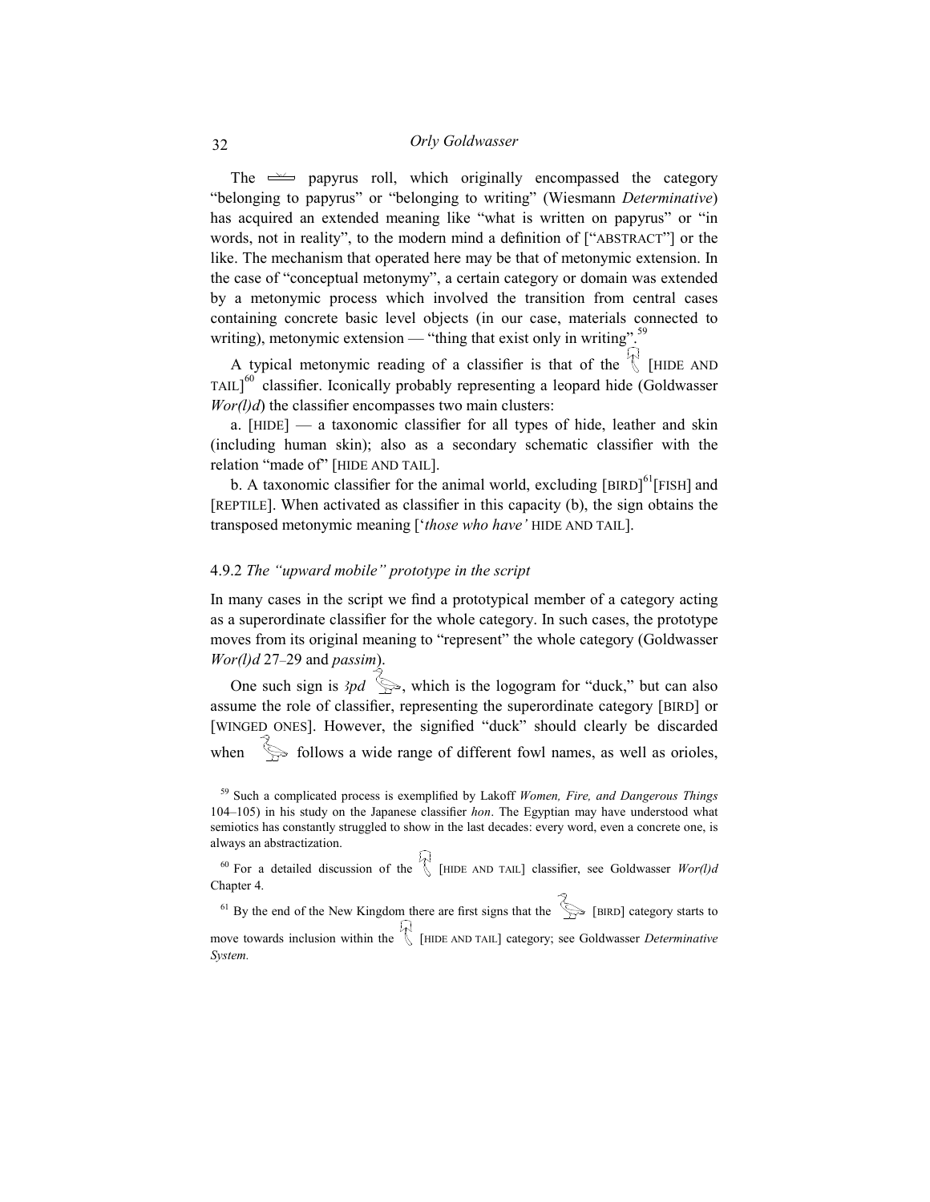The papyrus roll, which originally encompassed the category "belonging to papyrus" or "belonging to writing" (Wiesmann *Determinative*) has acquired an extended meaning like "what is written on papyrus" or "in words, not in reality", to the modern mind a definition of ["ABSTRACT"] or the like. The mechanism that operated here may be that of metonymic extension. In the case of "conceptual metonymy", a certain category or domain was extended by a metonymic process which involved the transition from central cases containing concrete basic level objects (in our case, materials connected to writing), metonymic extension — "thing that exist only in writing".[59]

A typical metonymic reading of a classifier is that of the [HIDE AND TAIL][60] classifier. Iconically probably representing a leopard hide (Goldwasser *Wor(l)d*) the classifier encompasses two main clusters:

a. [HIDE] — a taxonomic classifier for all types of hide, leather and skin (including human skin); also as a secondary schematic classifier with the relation "made of" [HIDE AND TAIL].

b. A taxonomic classifier for the animal world, excluding [BIRD][61][FISH] and [REPTILE]. When activated as classifier in this capacity (b), the sign obtains the transposed metonymic meaning [‘*those who have’* HIDE AND TAIL].

### 4.9.2 *The "upward mobile" prototype in the script*

In many cases in the script we find a prototypical member of a category acting as a superordinate classifier for the whole category. In such cases, the prototype moves from its original meaning to "represent" the whole category (Goldwasser *Wor(l)d* 27–29 and *passim*).

One such sign is *ꜣpd* , which is the logogram for "duck," but can also assume the role of classifier, representing the superordinate category [BIRD] or [WINGED ONES]. However, the signified "duck" should clearly be discarded when follows a wide range of different fowl names, as well as orioles,

---

[59] Such a complicated process is exemplified by Lakoff *Women, Fire, and Dangerous Things* 104–105) in his study on the Japanese classifier *hon*. The Egyptian may have understood what semiotics has constantly struggled to show in the last decades: every word, even a concrete one, is always an abstractization.

[60] For a detailed discussion of the [HIDE AND TAIL] classifier, see Goldwasser *Wor(l)d* Chapter 4.

[61] By the end of the New Kingdom there are first signs that the [BIRD] category starts to move towards inclusion within the [HIDE AND TAIL] category; see Goldwasser *Determinative System*.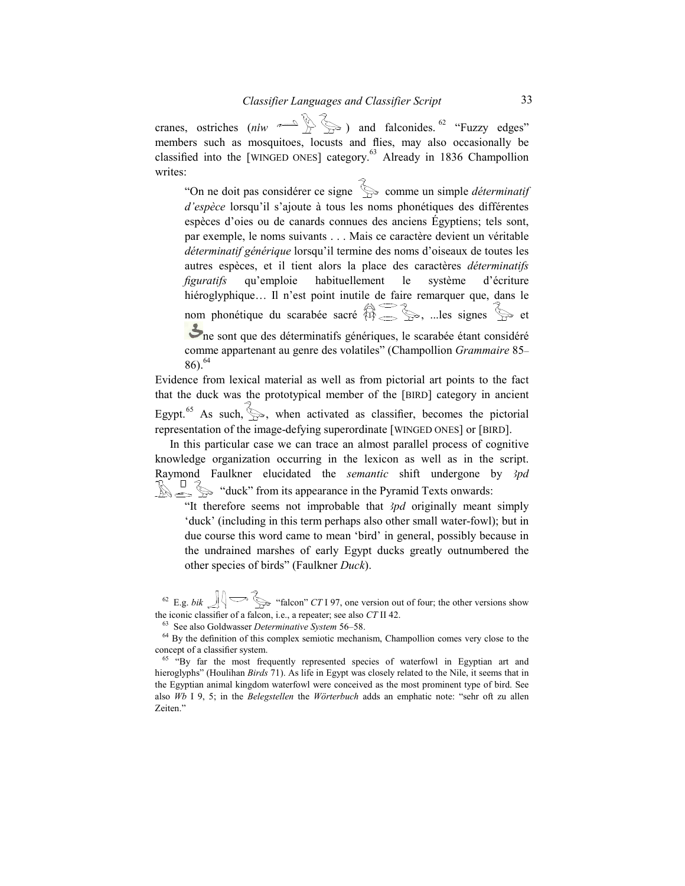cranes, ostriches (*nìw* ) and falconides.[62] "Fuzzy edges" members such as mosquitoes, locusts and flies, may also occasionally be classified into the [WINGED ONES] category.[63] Already in 1836 Champollion writes:

> "On ne doit pas considérer ce signe comme un simple *déterminatif d'espèce* lorsqu'il s'ajoute à tous les noms phonétiques des différentes espèces d'oies ou de canards connues des anciens Égyptiens; tels sont, par exemple, le noms suivants . . . Mais ce caractère devient un véritable *déterminatif générique* lorsqu'il termine des noms d'oiseaux de toutes les autres espèces, et il tient alors la place des caractères *déterminatifs figuratifs* qu'emploie habituellement le système d'écriture hiéroglyphique… Il n'est point inutile de faire remarquer que, dans le nom phonétique du scarabée sacré , ...les signes et ne sont que des déterminatifs génériques, le scarabée étant considéré comme appartenant au genre des volatiles" (Champollion *Grammaire* 85–86).[64]

Evidence from lexical material as well as from pictorial art points to the fact that the duck was the prototypical member of the [BIRD] category in ancient Egypt.[65] As such, , when activated as classifier, becomes the pictorial representation of the image-defying superordinate [WINGED ONES] or [BIRD].

In this particular case we can trace an almost parallel process of cognitive knowledge organization occurring in the lexicon as well as in the script. Raymond Faulkner elucidated the *semantic* shift undergone by *ȝpd* "duck" from its appearance in the Pyramid Texts onwards:

> "It therefore seems not improbable that *ȝpd* originally meant simply 'duck' (including in this term perhaps also other small water-fowl); but in due course this word came to mean 'bird' in general, possibly because in the undrained marshes of early Egypt ducks greatly outnumbered the other species of birds" (Faulkner *Duck*).

---

[62] E.g. *bik* "falcon" *CT* I 97, one version out of four; the other versions show the iconic classifier of a falcon, i.e., a repeater; see also *CT* II 42.

[63] See also Goldwasser *Determinative System* 56–58.

[64] By the definition of this complex semiotic mechanism, Champollion comes very close to the concept of a classifier system.

[65] "By far the most frequently represented species of waterfowl in Egyptian art and hieroglyphs" (Houlihan *Birds* 71). As life in Egypt was closely related to the Nile, it seems that in the Egyptian animal kingdom waterfowl were conceived as the most prominent type of bird. See also *Wb* I 9, 5; in the *Belegstellen* the *Wörterbuch* adds an emphatic note: "sehr oft zu allen Zeiten."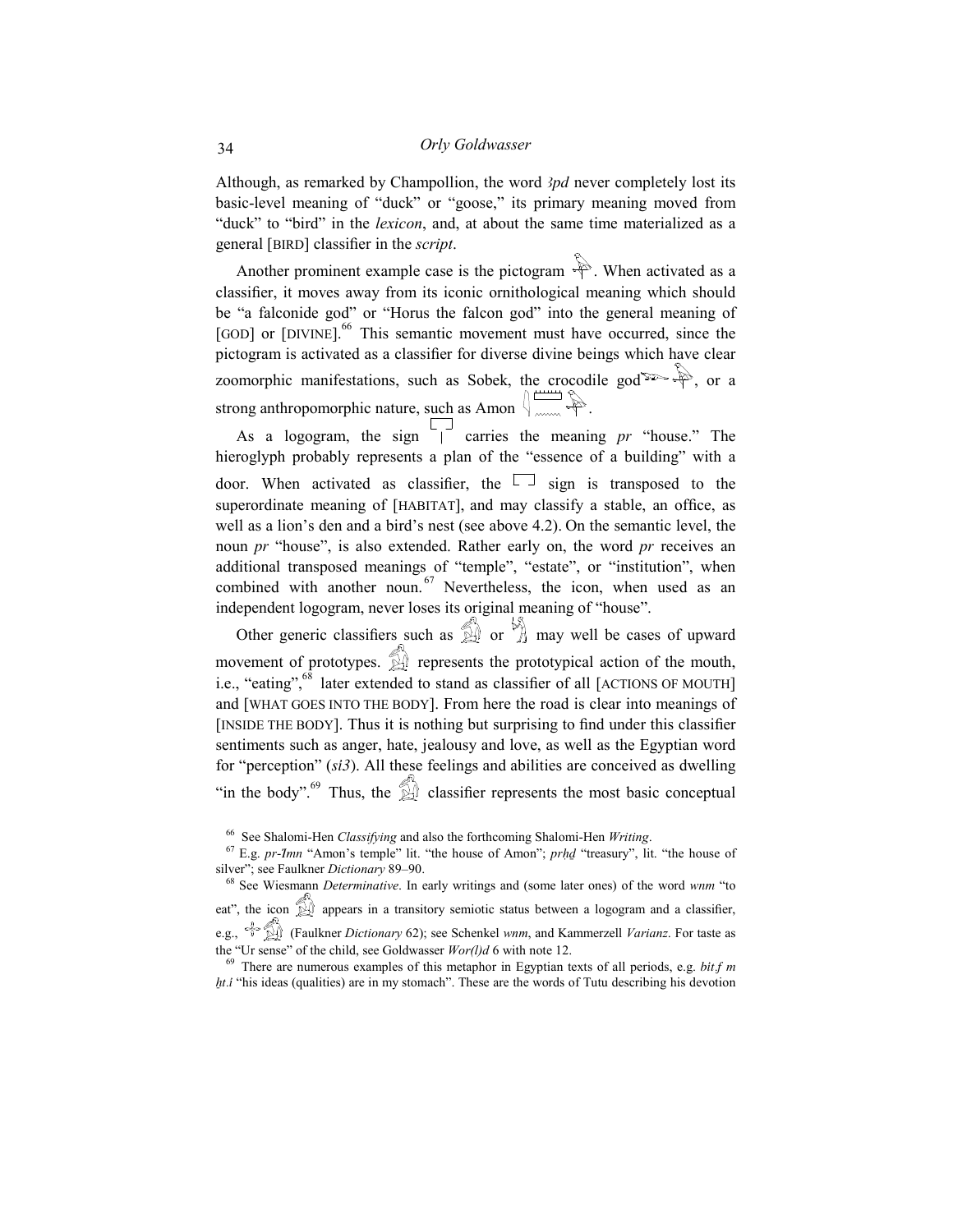Although, as remarked by Champollion, the word *ȝpd* never completely lost its basic-level meaning of "duck" or "goose," its primary meaning moved from "duck" to "bird" in the *lexicon*, and, at about the same time materialized as a general [BIRD] classifier in the *script*.

Another prominent example case is the pictogram . When activated as a classifier, it moves away from its iconic ornithological meaning which should be "a falconide god" or "Horus the falcon god" into the general meaning of [GOD] or [DIVINE].[66] This semantic movement must have occurred, since the pictogram is activated as a classifier for diverse divine beings which have clear zoomorphic manifestations, such as Sobek, the crocodile god , or a strong anthropomorphic nature, such as Amon .

As a logogram, the sign  carries the meaning *pr* "house." The hieroglyph probably represents a plan of the "essence of a building" with a door. When activated as classifier, the  sign is transposed to the superordinate meaning of [HABITAT], and may classify a stable, an office, as well as a lion's den and a bird's nest (see above 4.2). On the semantic level, the noun *pr* "house", is also extended. Rather early on, the word *pr* receives an additional transposed meanings of "temple", "estate", or "institution", when combined with another noun.[67] Nevertheless, the icon, when used as an independent logogram, never loses its original meaning of "house".

Other generic classifiers such as  or  may well be cases of upward movement of prototypes.  represents the prototypical action of the mouth, i.e., "eating",[68] later extended to stand as classifier of all [ACTIONS OF MOUTH] and [WHAT GOES INTO THE BODY]. From here the road is clear into meanings of [INSIDE THE BODY]. Thus it is nothing but surprising to find under this classifier sentiments such as anger, hate, jealousy and love, as well as the Egyptian word for "perception" (*si3*). All these feelings and abilities are conceived as dwelling "in the body".[69] Thus, the  classifier represents the most basic conceptual

---

[66] See Shalomi-Hen *Classifying* and also the forthcoming Shalomi-Hen *Writing*.

[67] E.g. *pr-Imn* "Amon's temple" lit. "the house of Amon"; *prḥḏ* "treasury", lit. "the house of silver"; see Faulkner *Dictionary* 89–90.

[68] See Wiesmann *Determinative*. In early writings and (some later ones) of the word *wnm* "to eat", the icon  appears in a transitory semiotic status between a logogram and a classifier, e.g.,  (Faulkner *Dictionary* 62); see Schenkel *wnm*, and Kammerzell *Varianz*. For taste as the "Ur sense" of the child, see Goldwasser *Wor(l)d* 6 with note 12.

[69] There are numerous examples of this metaphor in Egyptian texts of all periods, e.g. *bit.f m ḫt.i* "his ideas (qualities) are in my stomach". These are the words of Tutu describing his devotion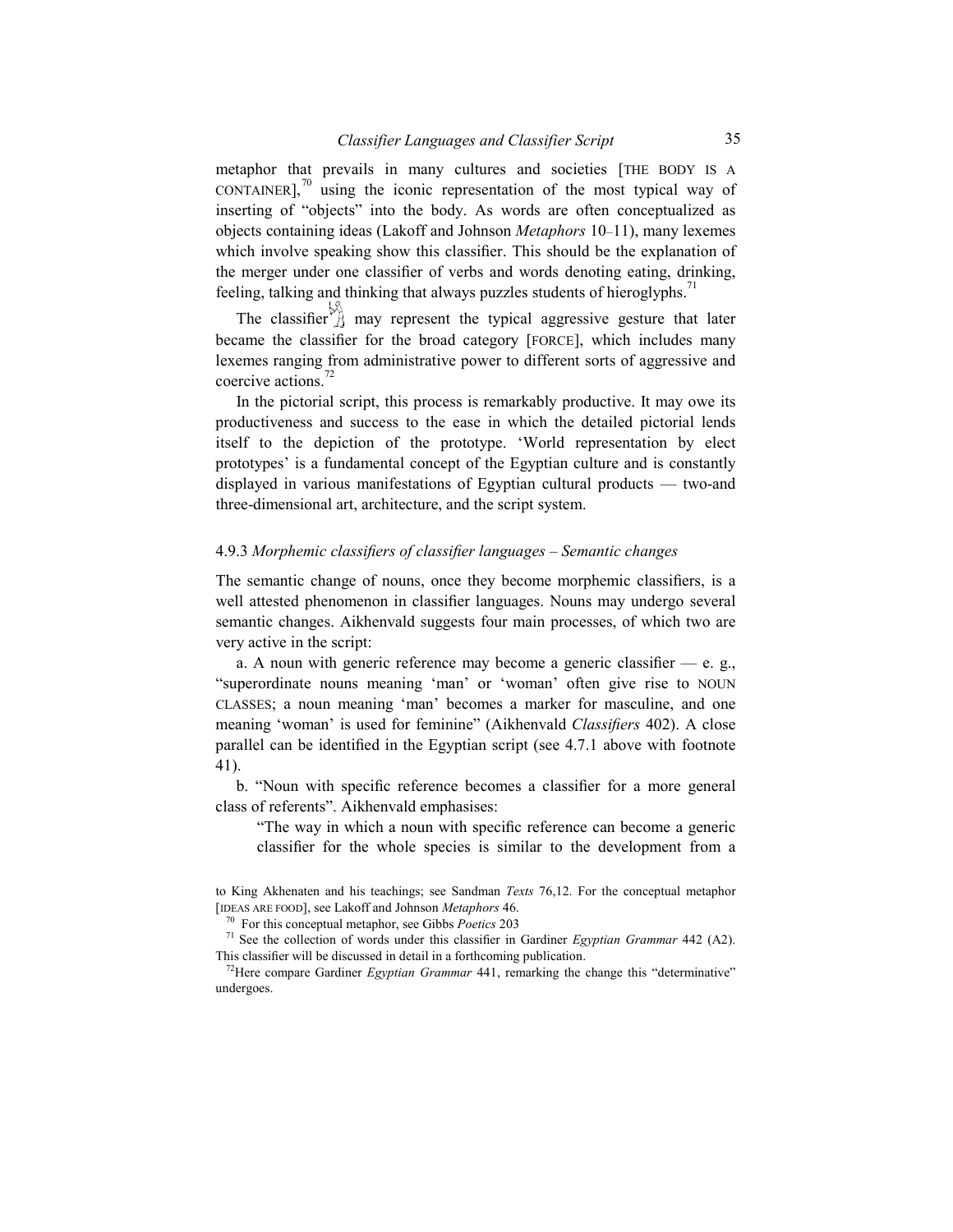metaphor that prevails in many cultures and societies [THE BODY IS A CONTAINER],[70] using the iconic representation of the most typical way of inserting of "objects" into the body. As words are often conceptualized as objects containing ideas (Lakoff and Johnson *Metaphors* 10–11), many lexemes which involve speaking show this classifier. This should be the explanation of the merger under one classifier of verbs and words denoting eating, drinking, feeling, talking and thinking that always puzzles students of hieroglyphs.[71]

The classifier may represent the typical aggressive gesture that later became the classifier for the broad category [FORCE], which includes many lexemes ranging from administrative power to different sorts of aggressive and coercive actions.[72]

In the pictorial script, this process is remarkably productive. It may owe its productiveness and success to the ease in which the detailed pictorial lends itself to the depiction of the prototype. 'World representation by elect prototypes' is a fundamental concept of the Egyptian culture and is constantly displayed in various manifestations of Egyptian cultural products — two-and three-dimensional art, architecture, and the script system.

### 4.9.3 *Morphemic classifiers of classifier languages – Semantic changes*

The semantic change of nouns, once they become morphemic classifiers, is a well attested phenomenon in classifier languages. Nouns may undergo several semantic changes. Aikhenvald suggests four main processes, of which two are very active in the script:

a. A noun with generic reference may become a generic classifier — e. g., "superordinate nouns meaning 'man' or 'woman' often give rise to NOUN CLASSES; a noun meaning 'man' becomes a marker for masculine, and one meaning 'woman' is used for feminine" (Aikhenvald *Classifiers* 402). A close parallel can be identified in the Egyptian script (see 4.7.1 above with footnote 41).

b. "Noun with specific reference becomes a classifier for a more general class of referents". Aikhenvald emphasises:

> "The way in which a noun with specific reference can become a generic classifier for the whole species is similar to the development from a

---

to King Akhenaten and his teachings; see Sandman *Texts* 76,12. For the conceptual metaphor [IDEAS ARE FOOD], see Lakoff and Johnson *Metaphors* 46.

[70] For this conceptual metaphor, see Gibbs *Poetics* 203

[71] See the collection of words under this classifier in Gardiner *Egyptian Grammar* 442 (A2). This classifier will be discussed in detail in a forthcoming publication.

[72] Here compare Gardiner *Egyptian Grammar* 441, remarking the change this "determinative" undergoes.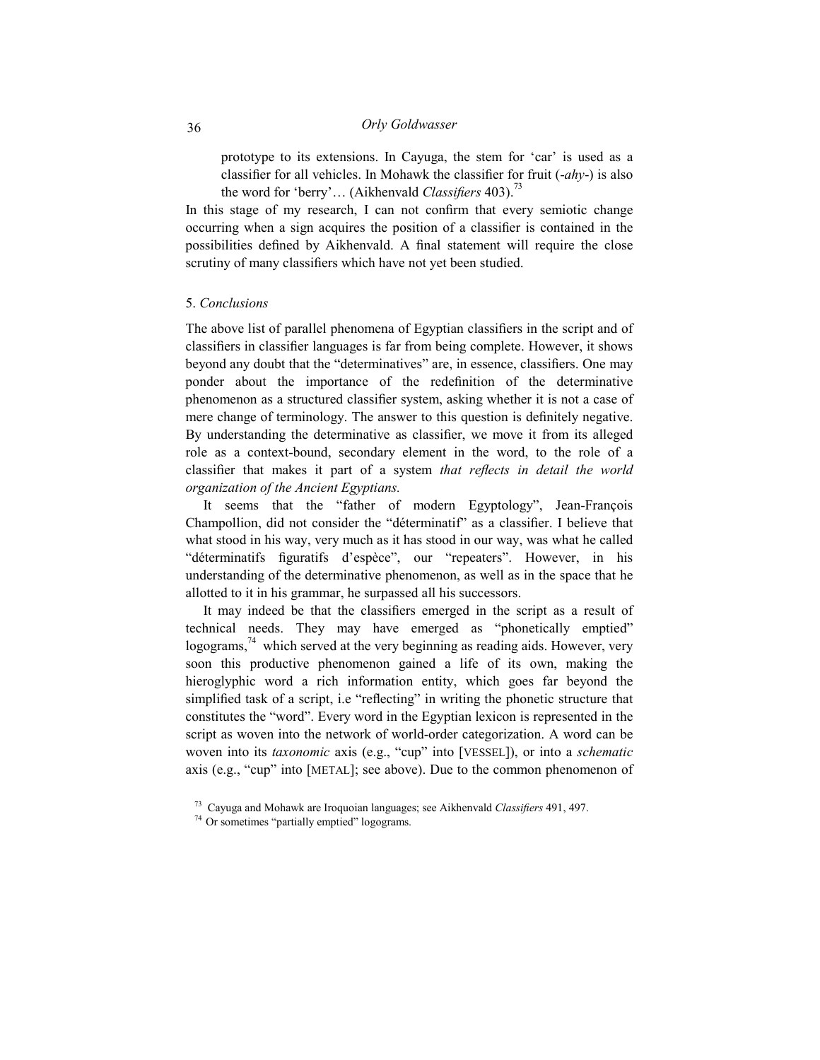prototype to its extensions. In Cayuga, the stem for 'car' is used as a classifier for all vehicles. In Mohawk the classifier for fruit (*-ahy-*) is also the word for 'berry'… (Aikhenvald *Classifiers* 403).[73]

In this stage of my research, I can not confirm that every semiotic change occurring when a sign acquires the position of a classifier is contained in the possibilities defined by Aikhenvald. A final statement will require the close scrutiny of many classifiers which have not yet been studied.

## 5. *Conclusions*

The above list of parallel phenomena of Egyptian classifiers in the script and of classifiers in classifier languages is far from being complete. However, it shows beyond any doubt that the "determinatives" are, in essence, classifiers. One may ponder about the importance of the redefinition of the determinative phenomenon as a structured classifier system, asking whether it is not a case of mere change of terminology. The answer to this question is definitely negative. By understanding the determinative as classifier, we move it from its alleged role as a context-bound, secondary element in the word, to the role of a classifier that makes it part of a system *that reflects in detail the world organization of the Ancient Egyptians.*

It seems that the "father of modern Egyptology", Jean-François Champollion, did not consider the "déterminatif" as a classifier. I believe that what stood in his way, very much as it has stood in our way, was what he called "déterminatifs figuratifs d'espèce", our "repeaters". However, in his understanding of the determinative phenomenon, as well as in the space that he allotted to it in his grammar, he surpassed all his successors.

It may indeed be that the classifiers emerged in the script as a result of technical needs. They may have emerged as "phonetically emptied" logograms,[74] which served at the very beginning as reading aids. However, very soon this productive phenomenon gained a life of its own, making the hieroglyphic word a rich information entity, which goes far beyond the simplified task of a script, i.e "reflecting" in writing the phonetic structure that constitutes the "word". Every word in the Egyptian lexicon is represented in the script as woven into the network of world-order categorization. A word can be woven into its *taxonomic* axis (e.g., "cup" into [VESSEL]), or into a *schematic* axis (e.g., "cup" into [METAL]; see above). Due to the common phenomenon of

[73] Cayuga and Mohawk are Iroquoian languages; see Aikhenvald *Classifiers* 491, 497.

[74] Or sometimes "partially emptied" logograms.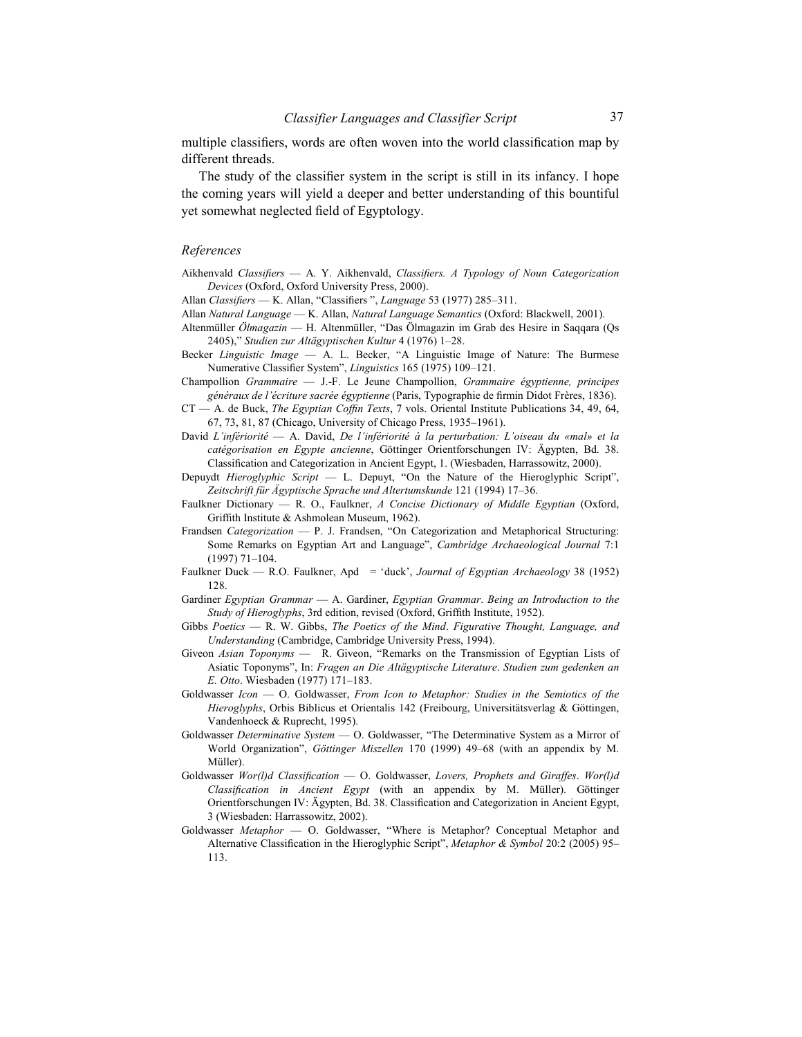multiple classifiers, words are often woven into the world classification map by different threads.

The study of the classifier system in the script is still in its infancy. I hope the coming years will yield a deeper and better understanding of this bountiful yet somewhat neglected field of Egyptology.

## *References*

Aikhenvald *Classifiers* — A. Y. Aikhenvald, *Classifiers. A Typology of Noun Categorization Devices* (Oxford, Oxford University Press, 2000).

Allan *Classifiers* — K. Allan, "Classifiers ", *Language* 53 (1977) 285–311.

Allan *Natural Language* — K. Allan, *Natural Language Semantics* (Oxford: Blackwell, 2001).

Altenmüller *Ölmagazin* — H. Altenmüller, "Das Ölmagazin im Grab des Hesire in Saqqara (Qs 2405)," *Studien zur Altägyptischen Kultur* 4 (1976) 1–28.

Becker *Linguistic Image* — A. L. Becker, "A Linguistic Image of Nature: The Burmese Numerative Classifier System", *Linguistics* 165 (1975) 109–121.

Champollion *Grammaire* — J.-F. Le Jeune Champollion, *Grammaire égyptienne, principes généraux de l'écriture sacrée égyptienne* (Paris, Typographie de firmin Didot Frères, 1836).

CT — A. de Buck, *The Egyptian Coffin Texts*, 7 vols. Oriental Institute Publications 34, 49, 64, 67, 73, 81, 87 (Chicago, University of Chicago Press, 1935–1961).

David *L'infériorité* — A. David, *De l'infériorité à la perturbation: L'oiseau du «mal» et la catégorisation en Egypte ancienne*, Göttinger Orientforschungen IV: Ägypten, Bd. 38. Classification and Categorization in Ancient Egypt, 1. (Wiesbaden, Harrassowitz, 2000).

Depuydt *Hieroglyphic Script* — L. Depuyt, "On the Nature of the Hieroglyphic Script", *Zeitschrift für Ägyptische Sprache und Altertumskunde* 121 (1994) 17–36.

Faulkner Dictionary — R. O., Faulkner, *A Concise Dictionary of Middle Egyptian* (Oxford, Griffith Institute & Ashmolean Museum, 1962).

Frandsen *Categorization* — P. J. Frandsen, "On Categorization and Metaphorical Structuring: Some Remarks on Egyptian Art and Language", *Cambridge Archaeological Journal* 7:1 (1997) 71–104.

Faulkner Duck — R.O. Faulkner, Apd = 'duck', *Journal of Egyptian Archaeology* 38 (1952) 128.

Gardiner *Egyptian Grammar* — A. Gardiner, *Egyptian Grammar*. *Being an Introduction to the Study of Hieroglyphs*, 3rd edition, revised (Oxford, Griffith Institute, 1952).

Gibbs *Poetics* — R. W. Gibbs, *The Poetics of the Mind*. *Figurative Thought, Language, and Understanding* (Cambridge, Cambridge University Press, 1994).

Giveon *Asian Toponyms* — R. Giveon, "Remarks on the Transmission of Egyptian Lists of Asiatic Toponyms", In: *Fragen an Die Altägyptische Literature*. *Studien zum gedenken an E. Otto*. Wiesbaden (1977) 171–183.

Goldwasser *Icon* — O. Goldwasser, *From Icon to Metaphor: Studies in the Semiotics of the Hieroglyphs*, Orbis Biblicus et Orientalis 142 (Freibourg, Universitätsverlag & Göttingen, Vandenhoeck & Ruprecht, 1995).

Goldwasser *Determinative System* — O. Goldwasser, "The Determinative System as a Mirror of World Organization", *Göttinger Miszellen* 170 (1999) 49–68 (with an appendix by M. Müller).

Goldwasser *Wor(l)d Classification* — O. Goldwasser, *Lovers, Prophets and Giraffes*. *Wor(l)d Classification in Ancient Egypt* (with an appendix by M. Müller). Göttinger Orientforschungen IV: Ägypten, Bd. 38. Classification and Categorization in Ancient Egypt, 3 (Wiesbaden: Harrassowitz, 2002).

Goldwasser *Metaphor* — O. Goldwasser, "Where is Metaphor? Conceptual Metaphor and Alternative Classification in the Hieroglyphic Script", *Metaphor & Symbol* 20:2 (2005) 95–113.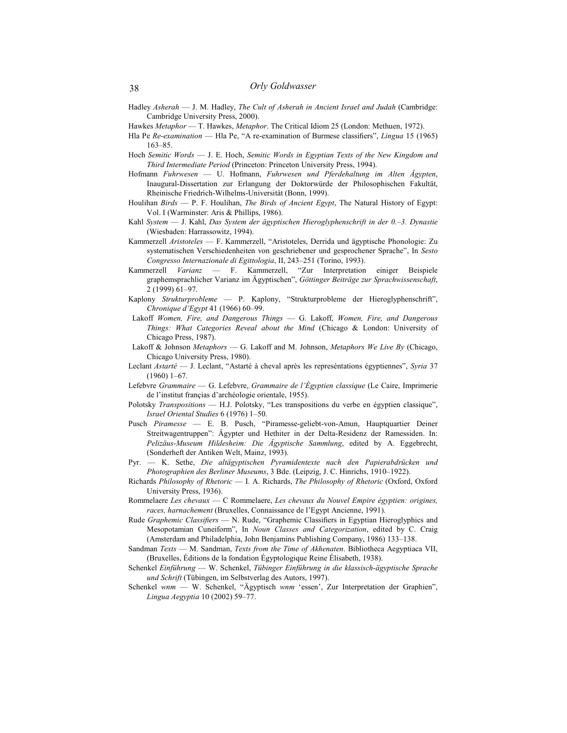Hadley *Asherah* — J. M. Hadley, *The Cult of Asherah in Ancient Israel and Judah* (Cambridge: Cambridge University Press, 2000).

Hawkes *Metaphor* — T. Hawkes, *Metaphor*. The Critical Idiom 25 (London: Methuen, 1972).

Hla Pe *Re-examination* — Hla Pe, "A re-examination of Burmese classifiers", *Lingua* 15 (1965) 163–85.

Hoch *Semitic Words* — J. E. Hoch, *Semitic Words in Egyptian Texts of the New Kingdom and Third Intermediate Period* (Princeton: Princeton University Press, 1994).

Hofmann *Fuhrwesen* — U. Hofmann, *Fuhrwesen und Pferdehaltung im Alten Ägypten*, Inaugural-Dissertation zur Erlangung der Doktorwürde der Philosophischen Fakultät, Rheinische Friedrich-Wilhelms-Universität (Bonn, 1999).

Houlihan *Birds* — P. F. Houlihan, *The Birds of Ancient Egypt*, The Natural History of Egypt: Vol. I (Warminster: Aris & Phillips, 1986).

Kahl *System* — J. Kahl, *Das System der ägyptischen Hieroglyphenschrift in der 0.–3. Dynastie* (Wiesbaden: Harrassowitz, 1994).

Kammerzell *Aristoteles* — F. Kammerzell, "Aristoteles, Derrida und ägyptische Phonologie: Zu systematischen Verschiedenheiten von geschriebener und gesprochener Sprache", In *Sesto Congresso Internazionale di Egittologia*, II, 243–251 (Torino, 1993).

Kammerzell *Varianz* — F. Kammerzell, "Zur Interpretation einiger Beispiele graphemsprachlicher Varianz im Ägyptischen", *Göttinger Beiträge zur Sprachwissenschaft*, 2 (1999) 61–97.

Kaplony *Strukturprobleme* — P. Kaplony, "Strukturprobleme der Hieroglyphenschrift", *Chronique d'Egypt* 41 (1966) 60–99.

Lakoff *Women, Fire, and Dangerous Things* — G. Lakoff, *Women, Fire, and Dangerous Things: What Categories Reveal about the Mind* (Chicago & London: University of Chicago Press, 1987).

Lakoff & Johnson *Metaphors* — G. Lakoff and M. Johnson, *Metaphors We Live By* (Chicago, Chicago University Press, 1980).

Leclant *Astarté* — J. Leclant, "Astarté à cheval après les represéntations égyptiennes", *Syria* 37 (1960) 1–67.

Lefebvre *Grammaire* — G. Lefebvre, *Grammaire de l'Égyptien classique* (Le Caire, Imprimerie de l'institut françias d'archéologie orientale, 1955).

Polotsky *Transpositions* — H.J. Polotsky, "Les transpositions du verbe en égyptien classique", *Israel Oriental Studies* 6 (1976) 1–50.

Pusch *Piramesse* — E. B. Pusch, "Piramesse-geliebt-von-Amun, Hauptquartier Deiner Streitwagentruppen": Ägypter und Hethiter in der Delta-Residenz der Ramessiden. In: *Pelizäus-Museum Hildesheim: Die Ägyptische Sammlung*, edited by A. Eggebrecht, (Sonderheft der Antiken Welt, Mainz, 1993).

Pyr. — K. Sethe, *Die altägyptischen Pyramidentexte nach den Papierabdrücken und Photographien des Berliner Museums*, 3 Bde. (Leipzig, J. C. Hinrichs, 1910–1922).

Richards *Philosophy of Rhetoric* — I. A. Richards, *The Philosophy of Rhetoric* (Oxford, Oxford University Press, 1936).

Rommelaere *Les chevaux* — C Rommelaere, *Les chevaux du Nouvel Empire égyptien: origines, races, harnachement* (Bruxelles, Connaissance de l'Egypt Ancienne, 1991).

Rude *Graphemic Classifiers* — N. Rude, "Graphemic Classifiers in Egyptian Hieroglyphics and Mesopotamian Cuneiform", In *Noun Classes and Categorization*, edited by C. Craig (Amsterdam and Philadelphia, John Benjamins Publishing Company, 1986) 133–138.

Sandman *Texts* — M. Sandman, *Texts from the Time of Akhenaten*. Bibliotheca Aegyptiaca VII, (Bruxelles, Éditions de la fondation Égyptologique Reine Élisabeth, 1938).

Schenkel *Einführung* — W. Schenkel, *Tübinger Einführung in die klassisch-ägyptische Sprache und Schrift* (Tübingen, im Selbstverlag des Autors, 1997).

Schenkel *wnm* — W. Schenkel, "Ägyptisch *wnm* 'essen', Zur Interpretation der Graphien", *Lingua Aegyptia* 10 (2002) 59–77.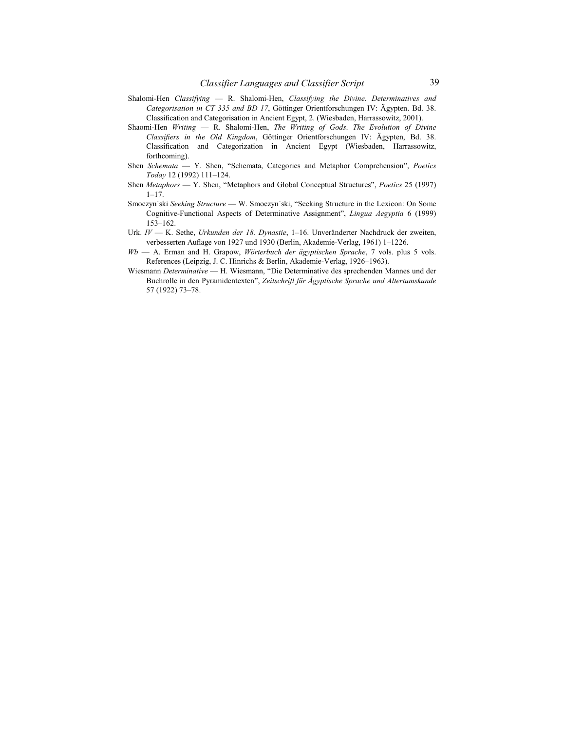Shalomi-Hen *Classifying* — R. Shalomi-Hen, *Classifying the Divine*. *Determinatives and Categorisation in CT 335 and BD 17*, Göttinger Orientforschungen IV: Ägypten. Bd. 38. Classification and Categorisation in Ancient Egypt, 2. (Wiesbaden, Harrassowitz, 2001).

Shaomi-Hen *Writing* — R. Shalomi-Hen, *The Writing of Gods*. *The Evolution of Divine Classifiers in the Old Kingdom*, Göttinger Orientforschungen IV: Ägypten, Bd. 38. Classification and Categorization in Ancient Egypt (Wiesbaden, Harrassowitz, forthcoming).

Shen *Schemata* — Y. Shen, "Schemata, Categories and Metaphor Comprehension", *Poetics Today* 12 (1992) 111–124.

Shen *Metaphors* — Y. Shen, "Metaphors and Global Conceptual Structures", *Poetics* 25 (1997) 1–17.

Smoczyn´ski *Seeking Structure* — W. Smoczyn´ski, "Seeking Structure in the Lexicon: On Some Cognitive-Functional Aspects of Determinative Assignment", *Lingua Aegyptia* 6 (1999) 153–162.

Urk. *IV* — K. Sethe, *Urkunden der 18. Dynastie*, 1–16. Unveränderter Nachdruck der zweiten, verbesserten Auflage von 1927 und 1930 (Berlin, Akademie-Verlag, 1961) 1–1226.

*Wb* — A. Erman and H. Grapow, *Wörterbuch der ägyptischen Sprache*, 7 vols. plus 5 vols. References (Leipzig, J. C. Hinrichs & Berlin, Akademie-Verlag, 1926–1963).

Wiesmann *Determinative* — H. Wiesmann, "Die Determinative des sprechenden Mannes und der Buchrolle in den Pyramidentexten", *Zeitschrift für Ägyptische Sprache und Altertumskunde* 57 (1922) 73–78.